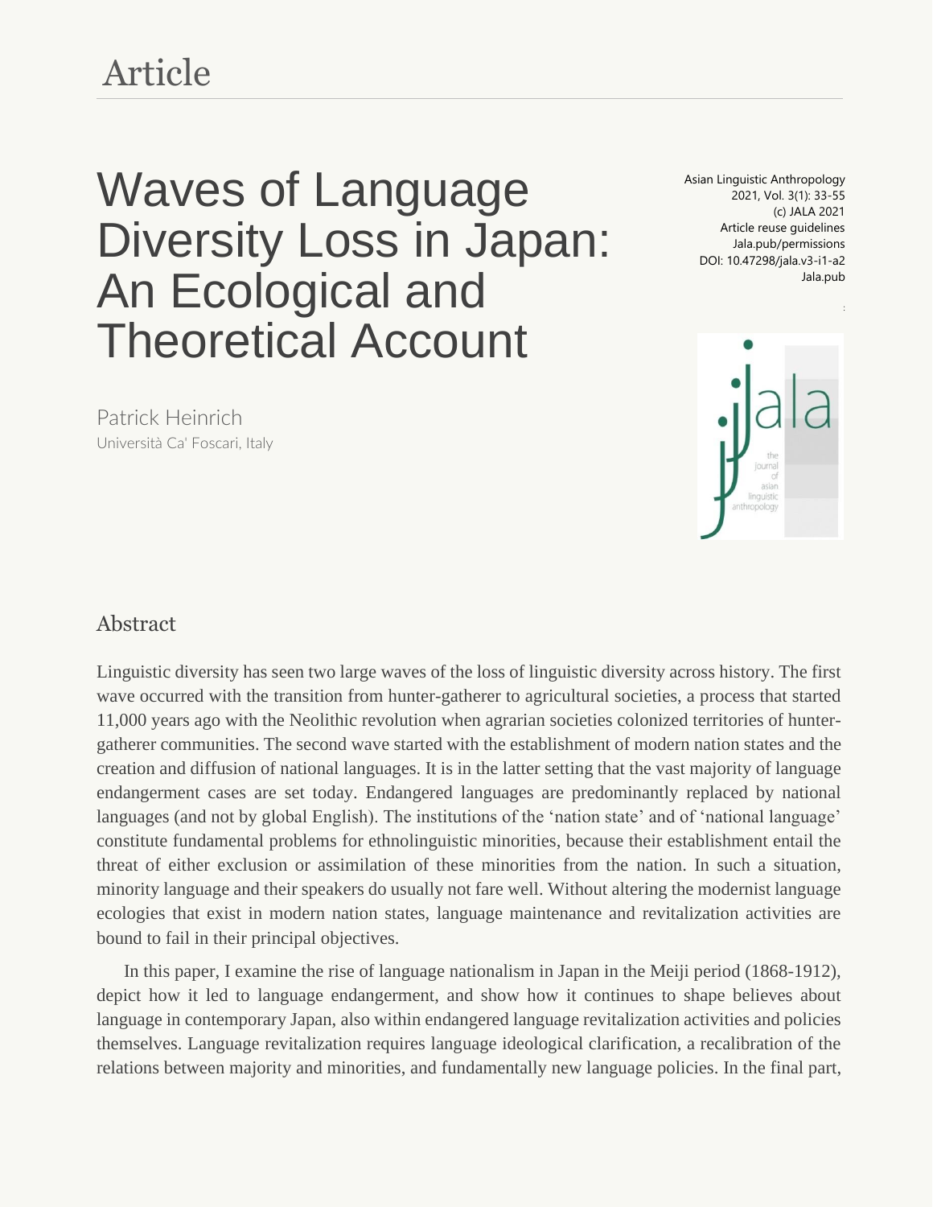Article

# Waves of Language Diversity Loss in Japan: An Ecological and Theoretical Account

Asian Linguistic Anthropology
2021, Vol. 3(1): 33-55
(c) JALA 2021
Article reuse guidelines
Jala.pub/permissions
DOI: 10.47298/jala.v3-i1-a2
Jala.pub

Patrick Heinrich
Università Ca' Foscari, Italy

## Abstract

Linguistic diversity has seen two large waves of the loss of linguistic diversity across history. The first wave occurred with the transition from hunter-gatherer to agricultural societies, a process that started 11,000 years ago with the Neolithic revolution when agrarian societies colonized territories of hunter-gatherer communities. The second wave started with the establishment of modern nation states and the creation and diffusion of national languages. It is in the latter setting that the vast majority of language endangerment cases are set today. Endangered languages are predominantly replaced by national languages (and not by global English). The institutions of the 'nation state' and of 'national language' constitute fundamental problems for ethnolinguistic minorities, because their establishment entail the threat of either exclusion or assimilation of these minorities from the nation. In such a situation, minority language and their speakers do usually not fare well. Without altering the modernist language ecologies that exist in modern nation states, language maintenance and revitalization activities are bound to fail in their principal objectives.

In this paper, I examine the rise of language nationalism in Japan in the Meiji period (1868-1912), depict how it led to language endangerment, and show how it continues to shape believes about language in contemporary Japan, also within endangered language revitalization activities and policies themselves. Language revitalization requires language ideological clarification, a recalibration of the relations between majority and minorities, and fundamentally new language policies. In the final part,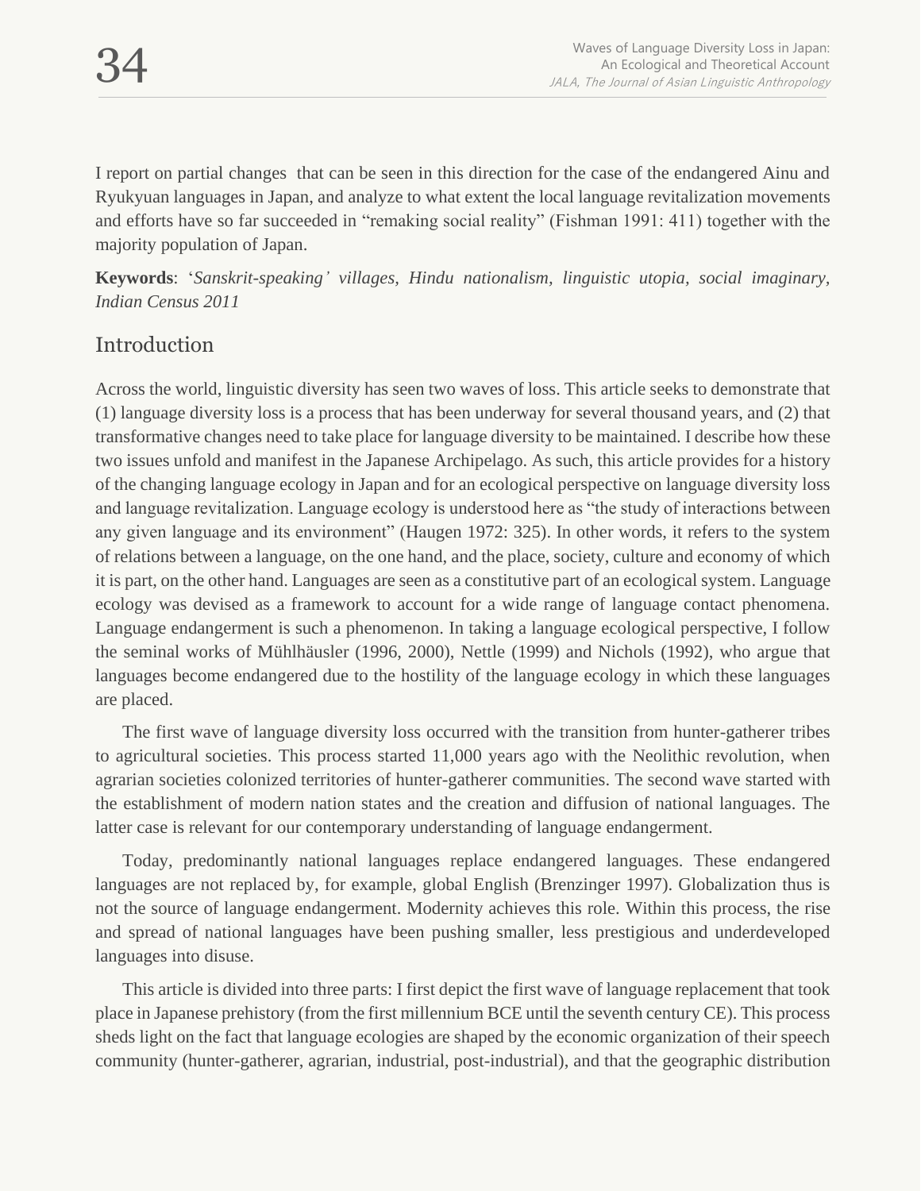I report on partial changes that can be seen in this direction for the case of the endangered Ainu and Ryukyuan languages in Japan, and analyze to what extent the local language revitalization movements and efforts have so far succeeded in "remaking social reality" (Fishman 1991: 411) together with the majority population of Japan.

**Keywords**: '*Sanskrit-speaking' villages, Hindu nationalism, linguistic utopia, social imaginary, Indian Census 2011*

## Introduction

Across the world, linguistic diversity has seen two waves of loss. This article seeks to demonstrate that (1) language diversity loss is a process that has been underway for several thousand years, and (2) that transformative changes need to take place for language diversity to be maintained. I describe how these two issues unfold and manifest in the Japanese Archipelago. As such, this article provides for a history of the changing language ecology in Japan and for an ecological perspective on language diversity loss and language revitalization. Language ecology is understood here as "the study of interactions between any given language and its environment" (Haugen 1972: 325). In other words, it refers to the system of relations between a language, on the one hand, and the place, society, culture and economy of which it is part, on the other hand. Languages are seen as a constitutive part of an ecological system. Language ecology was devised as a framework to account for a wide range of language contact phenomena. Language endangerment is such a phenomenon. In taking a language ecological perspective, I follow the seminal works of Mühlhäusler (1996, 2000), Nettle (1999) and Nichols (1992), who argue that languages become endangered due to the hostility of the language ecology in which these languages are placed.

The first wave of language diversity loss occurred with the transition from hunter-gatherer tribes to agricultural societies. This process started 11,000 years ago with the Neolithic revolution, when agrarian societies colonized territories of hunter-gatherer communities. The second wave started with the establishment of modern nation states and the creation and diffusion of national languages. The latter case is relevant for our contemporary understanding of language endangerment.

Today, predominantly national languages replace endangered languages. These endangered languages are not replaced by, for example, global English (Brenzinger 1997). Globalization thus is not the source of language endangerment. Modernity achieves this role. Within this process, the rise and spread of national languages have been pushing smaller, less prestigious and underdeveloped languages into disuse.

This article is divided into three parts: I first depict the first wave of language replacement that took place in Japanese prehistory (from the first millennium BCE until the seventh century CE). This process sheds light on the fact that language ecologies are shaped by the economic organization of their speech community (hunter-gatherer, agrarian, industrial, post-industrial), and that the geographic distribution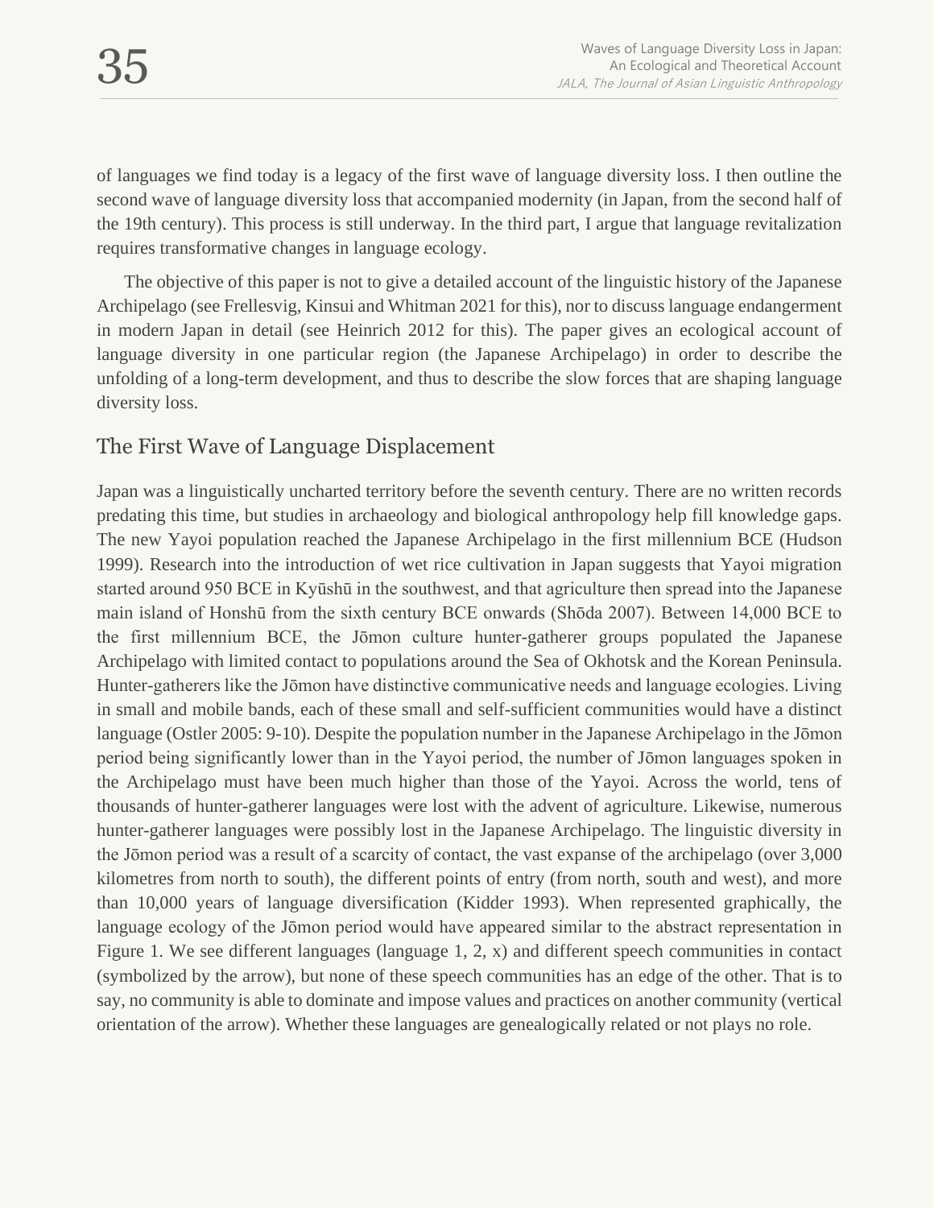of languages we find today is a legacy of the first wave of language diversity loss. I then outline the second wave of language diversity loss that accompanied modernity (in Japan, from the second half of the 19th century). This process is still underway. In the third part, I argue that language revitalization requires transformative changes in language ecology.

The objective of this paper is not to give a detailed account of the linguistic history of the Japanese Archipelago (see Frellesvig, Kinsui and Whitman 2021 for this), nor to discuss language endangerment in modern Japan in detail (see Heinrich 2012 for this). The paper gives an ecological account of language diversity in one particular region (the Japanese Archipelago) in order to describe the unfolding of a long-term development, and thus to describe the slow forces that are shaping language diversity loss.

## The First Wave of Language Displacement

Japan was a linguistically uncharted territory before the seventh century. There are no written records predating this time, but studies in archaeology and biological anthropology help fill knowledge gaps. The new Yayoi population reached the Japanese Archipelago in the first millennium BCE (Hudson 1999). Research into the introduction of wet rice cultivation in Japan suggests that Yayoi migration started around 950 BCE in Kyūshū in the southwest, and that agriculture then spread into the Japanese main island of Honshū from the sixth century BCE onwards (Shōda 2007). Between 14,000 BCE to the first millennium BCE, the Jōmon culture hunter-gatherer groups populated the Japanese Archipelago with limited contact to populations around the Sea of Okhotsk and the Korean Peninsula. Hunter-gatherers like the Jōmon have distinctive communicative needs and language ecologies. Living in small and mobile bands, each of these small and self-sufficient communities would have a distinct language (Ostler 2005: 9-10). Despite the population number in the Japanese Archipelago in the Jōmon period being significantly lower than in the Yayoi period, the number of Jōmon languages spoken in the Archipelago must have been much higher than those of the Yayoi. Across the world, tens of thousands of hunter-gatherer languages were lost with the advent of agriculture. Likewise, numerous hunter-gatherer languages were possibly lost in the Japanese Archipelago. The linguistic diversity in the Jōmon period was a result of a scarcity of contact, the vast expanse of the archipelago (over 3,000 kilometres from north to south), the different points of entry (from north, south and west), and more than 10,000 years of language diversification (Kidder 1993). When represented graphically, the language ecology of the Jōmon period would have appeared similar to the abstract representation in Figure 1. We see different languages (language 1, 2, x) and different speech communities in contact (symbolized by the arrow), but none of these speech communities has an edge of the other. That is to say, no community is able to dominate and impose values and practices on another community (vertical orientation of the arrow). Whether these languages are genealogically related or not plays no role.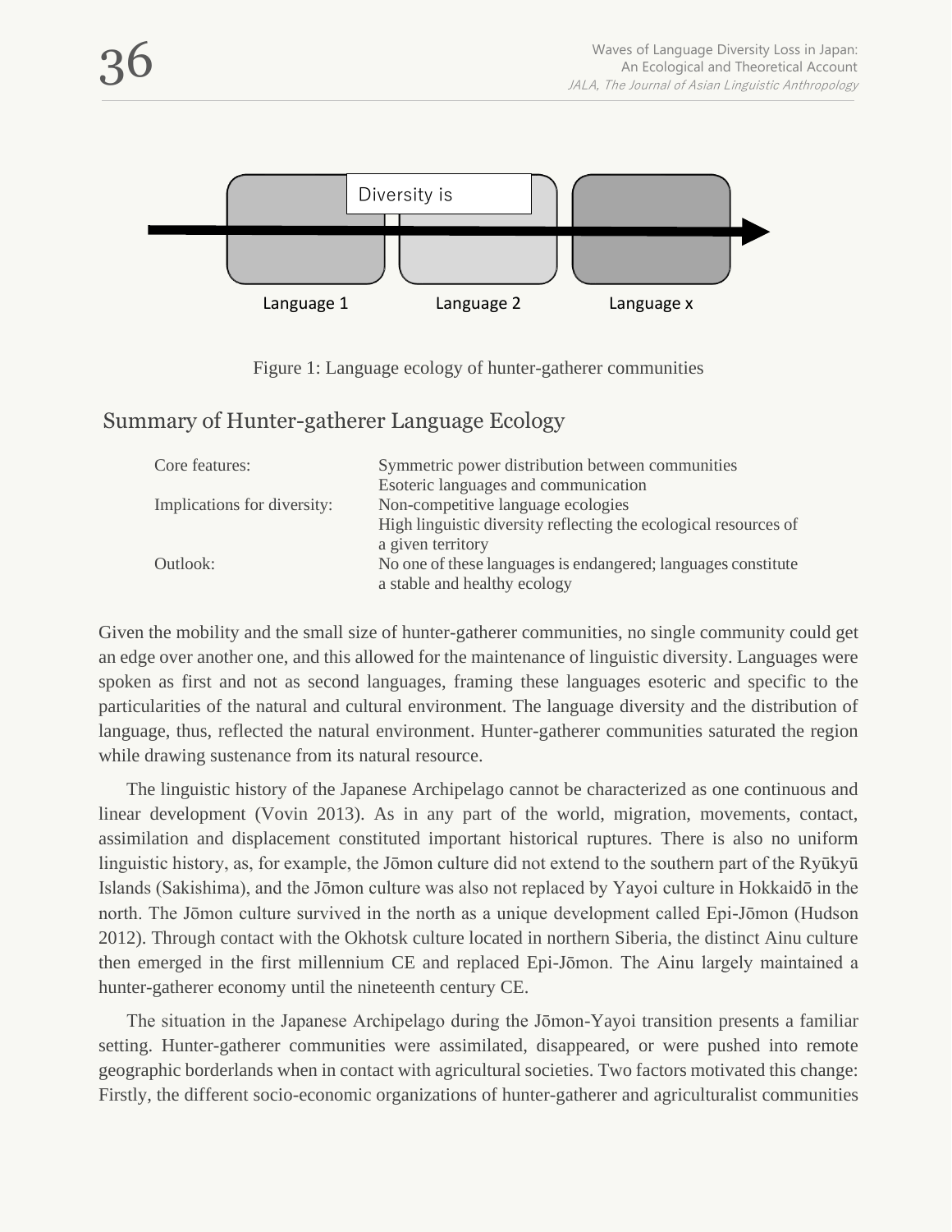Diversity is

Language 1 | Language 2 | Language x

Figure 1: Language ecology of hunter-gatherer communities

## Summary of Hunter-gatherer Language Ecology

| | |
|---|---|
| Core features: | Symmetric power distribution between communities<br>Esoteric languages and communication |
| Implications for diversity: | Non-competitive language ecologies<br>High linguistic diversity reflecting the ecological resources of a given territory |
| Outlook: | No one of these languages is endangered; languages constitute a stable and healthy ecology |

Given the mobility and the small size of hunter-gatherer communities, no single community could get an edge over another one, and this allowed for the maintenance of linguistic diversity. Languages were spoken as first and not as second languages, framing these languages esoteric and specific to the particularities of the natural and cultural environment. The language diversity and the distribution of language, thus, reflected the natural environment. Hunter-gatherer communities saturated the region while drawing sustenance from its natural resource.

The linguistic history of the Japanese Archipelago cannot be characterized as one continuous and linear development (Vovin 2013). As in any part of the world, migration, movements, contact, assimilation and displacement constituted important historical ruptures. There is also no uniform linguistic history, as, for example, the Jōmon culture did not extend to the southern part of the Ryūkyū Islands (Sakishima), and the Jōmon culture was also not replaced by Yayoi culture in Hokkaidō in the north. The Jōmon culture survived in the north as a unique development called Epi-Jōmon (Hudson 2012). Through contact with the Okhotsk culture located in northern Siberia, the distinct Ainu culture then emerged in the first millennium CE and replaced Epi-Jōmon. The Ainu largely maintained a hunter-gatherer economy until the nineteenth century CE.

The situation in the Japanese Archipelago during the Jōmon-Yayoi transition presents a familiar setting. Hunter-gatherer communities were assimilated, disappeared, or were pushed into remote geographic borderlands when in contact with agricultural societies. Two factors motivated this change: Firstly, the different socio-economic organizations of hunter-gatherer and agriculturalist communities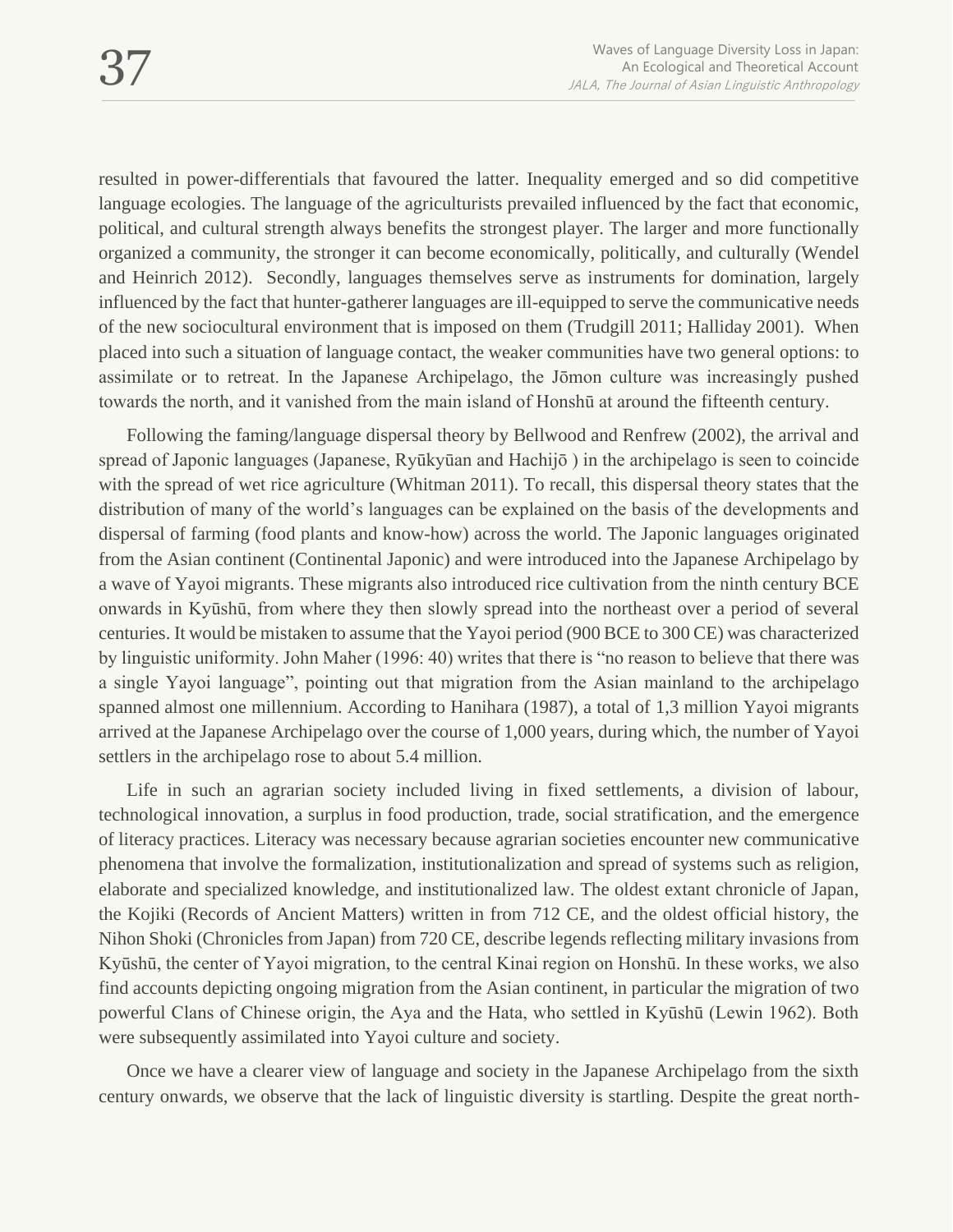resulted in power-differentials that favoured the latter. Inequality emerged and so did competitive language ecologies. The language of the agriculturists prevailed influenced by the fact that economic, political, and cultural strength always benefits the strongest player. The larger and more functionally organized a community, the stronger it can become economically, politically, and culturally (Wendel and Heinrich 2012). Secondly, languages themselves serve as instruments for domination, largely influenced by the fact that hunter-gatherer languages are ill-equipped to serve the communicative needs of the new sociocultural environment that is imposed on them (Trudgill 2011; Halliday 2001). When placed into such a situation of language contact, the weaker communities have two general options: to assimilate or to retreat. In the Japanese Archipelago, the Jōmon culture was increasingly pushed towards the north, and it vanished from the main island of Honshū at around the fifteenth century.

Following the faming/language dispersal theory by Bellwood and Renfrew (2002), the arrival and spread of Japonic languages (Japanese, Ryūkyūan and Hachijō ) in the archipelago is seen to coincide with the spread of wet rice agriculture (Whitman 2011). To recall, this dispersal theory states that the distribution of many of the world's languages can be explained on the basis of the developments and dispersal of farming (food plants and know-how) across the world. The Japonic languages originated from the Asian continent (Continental Japonic) and were introduced into the Japanese Archipelago by a wave of Yayoi migrants. These migrants also introduced rice cultivation from the ninth century BCE onwards in Kyūshū, from where they then slowly spread into the northeast over a period of several centuries. It would be mistaken to assume that the Yayoi period (900 BCE to 300 CE) was characterized by linguistic uniformity. John Maher (1996: 40) writes that there is "no reason to believe that there was a single Yayoi language", pointing out that migration from the Asian mainland to the archipelago spanned almost one millennium. According to Hanihara (1987), a total of 1,3 million Yayoi migrants arrived at the Japanese Archipelago over the course of 1,000 years, during which, the number of Yayoi settlers in the archipelago rose to about 5.4 million.

Life in such an agrarian society included living in fixed settlements, a division of labour, technological innovation, a surplus in food production, trade, social stratification, and the emergence of literacy practices. Literacy was necessary because agrarian societies encounter new communicative phenomena that involve the formalization, institutionalization and spread of systems such as religion, elaborate and specialized knowledge, and institutionalized law. The oldest extant chronicle of Japan, the Kojiki (Records of Ancient Matters) written in from 712 CE, and the oldest official history, the Nihon Shoki (Chronicles from Japan) from 720 CE, describe legends reflecting military invasions from Kyūshū, the center of Yayoi migration, to the central Kinai region on Honshū. In these works, we also find accounts depicting ongoing migration from the Asian continent, in particular the migration of two powerful Clans of Chinese origin, the Aya and the Hata, who settled in Kyūshū (Lewin 1962). Both were subsequently assimilated into Yayoi culture and society.

Once we have a clearer view of language and society in the Japanese Archipelago from the sixth century onwards, we observe that the lack of linguistic diversity is startling. Despite the great north-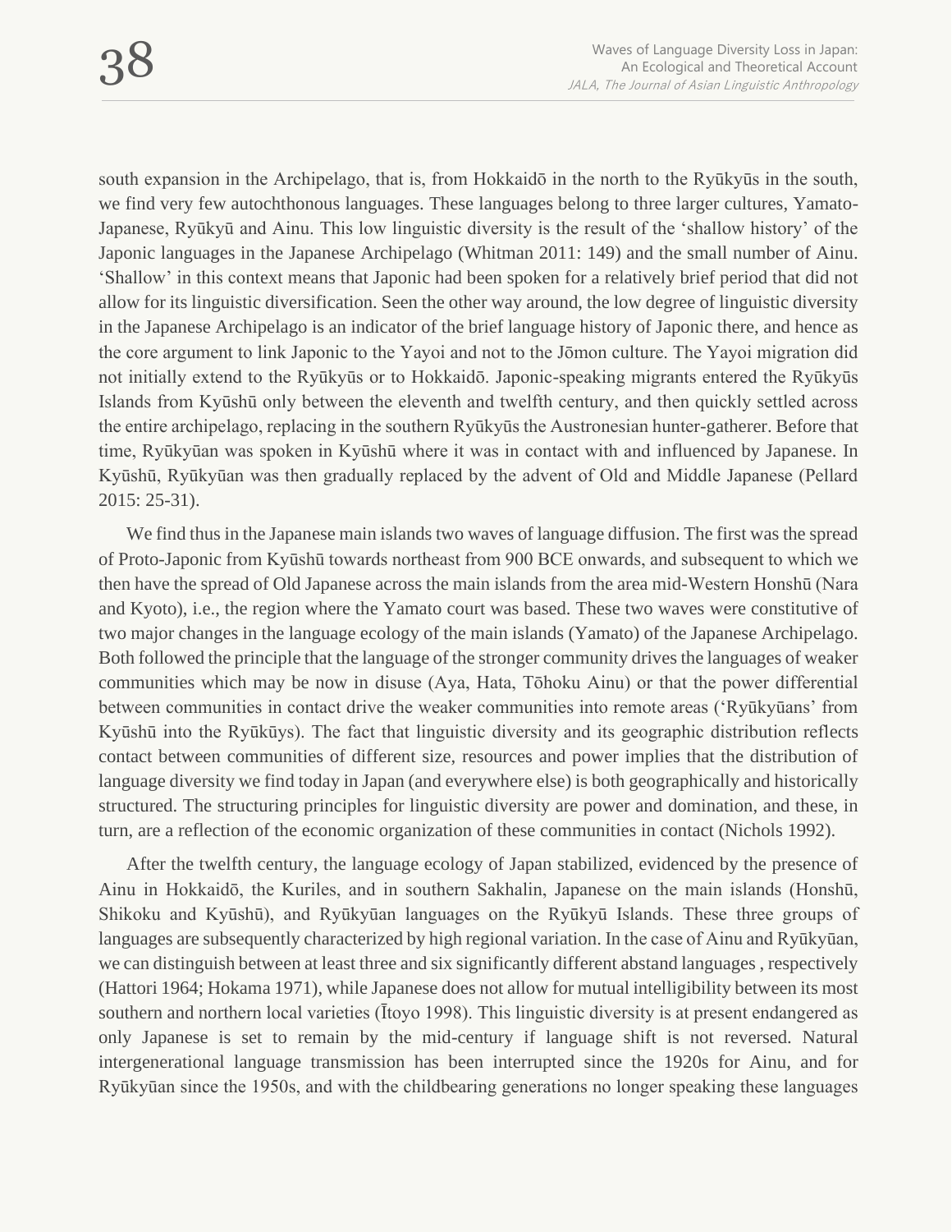south expansion in the Archipelago, that is, from Hokkaidō in the north to the Ryūkyūs in the south, we find very few autochthonous languages. These languages belong to three larger cultures, Yamato-Japanese, Ryūkyū and Ainu. This low linguistic diversity is the result of the 'shallow history' of the Japonic languages in the Japanese Archipelago (Whitman 2011: 149) and the small number of Ainu. 'Shallow' in this context means that Japonic had been spoken for a relatively brief period that did not allow for its linguistic diversification. Seen the other way around, the low degree of linguistic diversity in the Japanese Archipelago is an indicator of the brief language history of Japonic there, and hence as the core argument to link Japonic to the Yayoi and not to the Jōmon culture. The Yayoi migration did not initially extend to the Ryūkyūs or to Hokkaidō. Japonic-speaking migrants entered the Ryūkyūs Islands from Kyūshū only between the eleventh and twelfth century, and then quickly settled across the entire archipelago, replacing in the southern Ryūkyūs the Austronesian hunter-gatherer. Before that time, Ryūkyūan was spoken in Kyūshū where it was in contact with and influenced by Japanese. In Kyūshū, Ryūkyūan was then gradually replaced by the advent of Old and Middle Japanese (Pellard 2015: 25-31).

We find thus in the Japanese main islands two waves of language diffusion. The first was the spread of Proto-Japonic from Kyūshū towards northeast from 900 BCE onwards, and subsequent to which we then have the spread of Old Japanese across the main islands from the area mid-Western Honshū (Nara and Kyoto), i.e., the region where the Yamato court was based. These two waves were constitutive of two major changes in the language ecology of the main islands (Yamato) of the Japanese Archipelago. Both followed the principle that the language of the stronger community drives the languages of weaker communities which may be now in disuse (Aya, Hata, Tōhoku Ainu) or that the power differential between communities in contact drive the weaker communities into remote areas ('Ryūkyūans' from Kyūshū into the Ryūkūys). The fact that linguistic diversity and its geographic distribution reflects contact between communities of different size, resources and power implies that the distribution of language diversity we find today in Japan (and everywhere else) is both geographically and historically structured. The structuring principles for linguistic diversity are power and domination, and these, in turn, are a reflection of the economic organization of these communities in contact (Nichols 1992).

After the twelfth century, the language ecology of Japan stabilized, evidenced by the presence of Ainu in Hokkaidō, the Kuriles, and in southern Sakhalin, Japanese on the main islands (Honshū, Shikoku and Kyūshū), and Ryūkyūan languages on the Ryūkyū Islands. These three groups of languages are subsequently characterized by high regional variation. In the case of Ainu and Ryūkyūan, we can distinguish between at least three and six significantly different abstand languages , respectively (Hattori 1964; Hokama 1971), while Japanese does not allow for mutual intelligibility between its most southern and northern local varieties (Ītoyo 1998). This linguistic diversity is at present endangered as only Japanese is set to remain by the mid-century if language shift is not reversed. Natural intergenerational language transmission has been interrupted since the 1920s for Ainu, and for Ryūkyūan since the 1950s, and with the childbearing generations no longer speaking these languages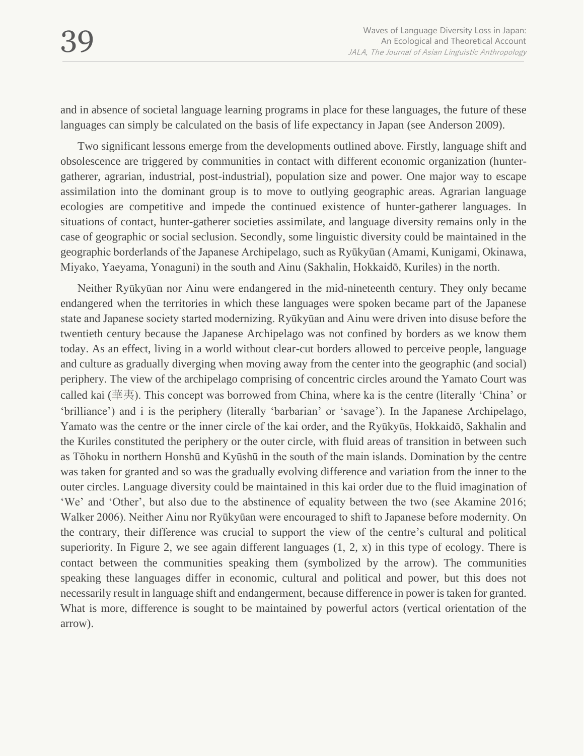and in absence of societal language learning programs in place for these languages, the future of these languages can simply be calculated on the basis of life expectancy in Japan (see Anderson 2009).

Two significant lessons emerge from the developments outlined above. Firstly, language shift and obsolescence are triggered by communities in contact with different economic organization (hunter-gatherer, agrarian, industrial, post-industrial), population size and power. One major way to escape assimilation into the dominant group is to move to outlying geographic areas. Agrarian language ecologies are competitive and impede the continued existence of hunter-gatherer languages. In situations of contact, hunter-gatherer societies assimilate, and language diversity remains only in the case of geographic or social seclusion. Secondly, some linguistic diversity could be maintained in the geographic borderlands of the Japanese Archipelago, such as Ryūkyūan (Amami, Kunigami, Okinawa, Miyako, Yaeyama, Yonaguni) in the south and Ainu (Sakhalin, Hokkaidō, Kuriles) in the north.

Neither Ryūkyūan nor Ainu were endangered in the mid-nineteenth century. They only became endangered when the territories in which these languages were spoken became part of the Japanese state and Japanese society started modernizing. Ryūkyūan and Ainu were driven into disuse before the twentieth century because the Japanese Archipelago was not confined by borders as we know them today. As an effect, living in a world without clear-cut borders allowed to perceive people, language and culture as gradually diverging when moving away from the center into the geographic (and social) periphery. The view of the archipelago comprising of concentric circles around the Yamato Court was called kai (華夷). This concept was borrowed from China, where ka is the centre (literally 'China' or 'brilliance') and i is the periphery (literally 'barbarian' or 'savage'). In the Japanese Archipelago, Yamato was the centre or the inner circle of the kai order, and the Ryūkyūs, Hokkaidō, Sakhalin and the Kuriles constituted the periphery or the outer circle, with fluid areas of transition in between such as Tōhoku in northern Honshū and Kyūshū in the south of the main islands. Domination by the centre was taken for granted and so was the gradually evolving difference and variation from the inner to the outer circles. Language diversity could be maintained in this kai order due to the fluid imagination of 'We' and 'Other', but also due to the abstinence of equality between the two (see Akamine 2016; Walker 2006). Neither Ainu nor Ryūkyūan were encouraged to shift to Japanese before modernity. On the contrary, their difference was crucial to support the view of the centre's cultural and political superiority. In Figure 2, we see again different languages (1, 2, x) in this type of ecology. There is contact between the communities speaking them (symbolized by the arrow). The communities speaking these languages differ in economic, cultural and political and power, but this does not necessarily result in language shift and endangerment, because difference in power is taken for granted. What is more, difference is sought to be maintained by powerful actors (vertical orientation of the arrow).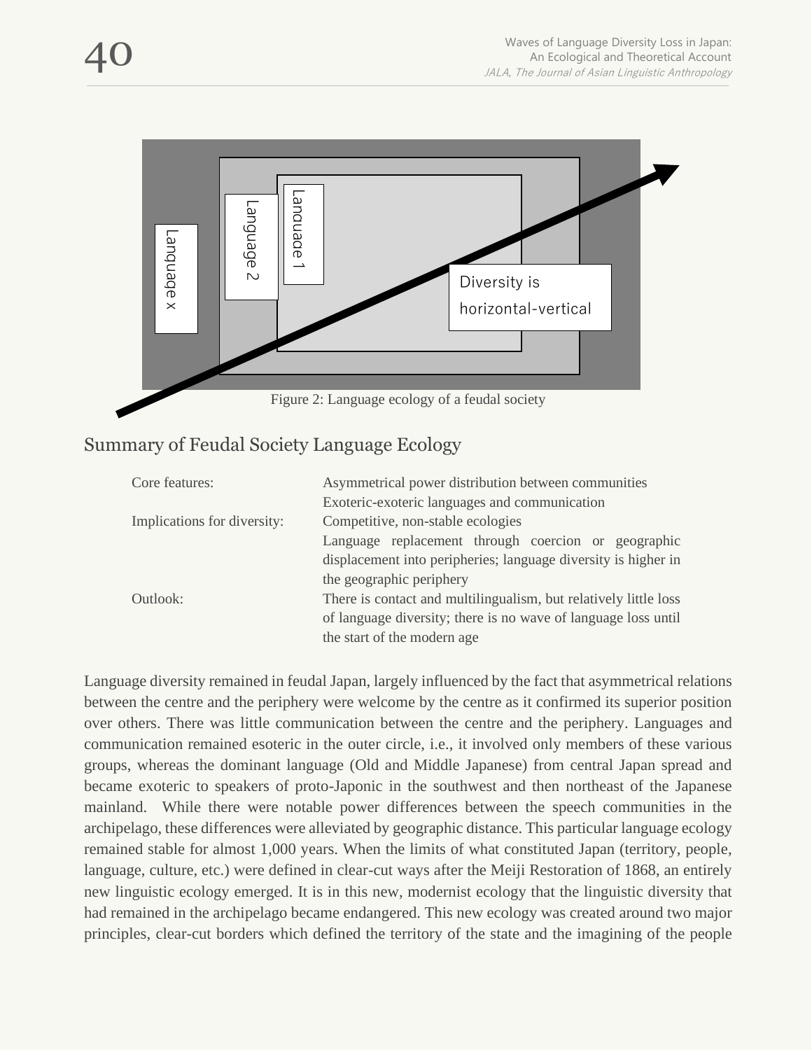Figure 2: Language ecology of a feudal society

## Summary of Feudal Society Language Ecology

| | |
|---|---|
| Core features: | Asymmetrical power distribution between communities<br>Exoteric-exoteric languages and communication |
| Implications for diversity: | Competitive, non-stable ecologies<br>Language replacement through coercion or geographic displacement into peripheries; language diversity is higher in the geographic periphery |
| Outlook: | There is contact and multilingualism, but relatively little loss of language diversity; there is no wave of language loss until the start of the modern age |

Language diversity remained in feudal Japan, largely influenced by the fact that asymmetrical relations between the centre and the periphery were welcome by the centre as it confirmed its superior position over others. There was little communication between the centre and the periphery. Languages and communication remained esoteric in the outer circle, i.e., it involved only members of these various groups, whereas the dominant language (Old and Middle Japanese) from central Japan spread and became exoteric to speakers of proto-Japonic in the southwest and then northeast of the Japanese mainland. While there were notable power differences between the speech communities in the archipelago, these differences were alleviated by geographic distance. This particular language ecology remained stable for almost 1,000 years. When the limits of what constituted Japan (territory, people, language, culture, etc.) were defined in clear-cut ways after the Meiji Restoration of 1868, an entirely new linguistic ecology emerged. It is in this new, modernist ecology that the linguistic diversity that had remained in the archipelago became endangered. This new ecology was created around two major principles, clear-cut borders which defined the territory of the state and the imagining of the people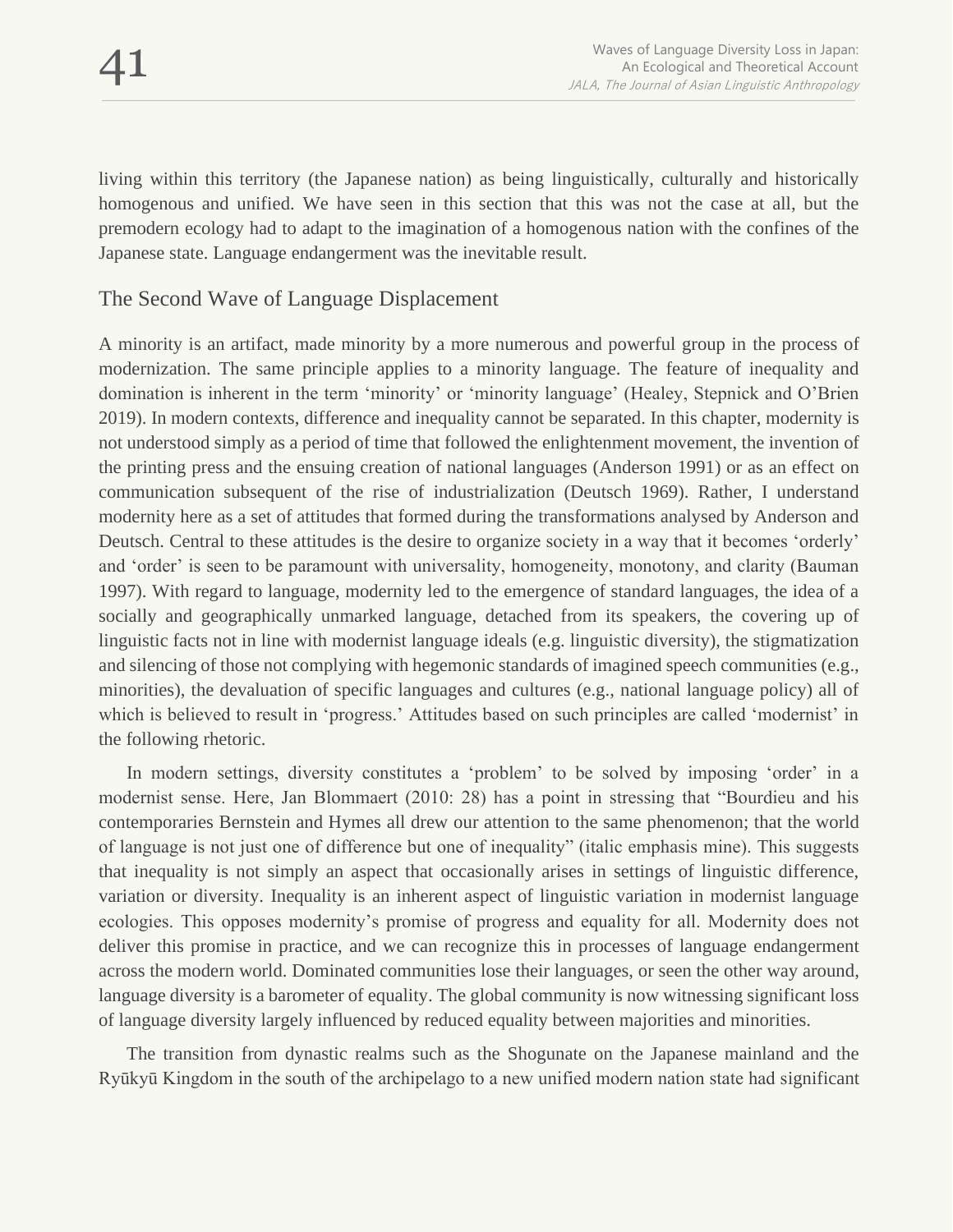living within this territory (the Japanese nation) as being linguistically, culturally and historically homogenous and unified. We have seen in this section that this was not the case at all, but the premodern ecology had to adapt to the imagination of a homogenous nation with the confines of the Japanese state. Language endangerment was the inevitable result.

## The Second Wave of Language Displacement

A minority is an artifact, made minority by a more numerous and powerful group in the process of modernization. The same principle applies to a minority language. The feature of inequality and domination is inherent in the term 'minority' or 'minority language' (Healey, Stepnick and O'Brien 2019). In modern contexts, difference and inequality cannot be separated. In this chapter, modernity is not understood simply as a period of time that followed the enlightenment movement, the invention of the printing press and the ensuing creation of national languages (Anderson 1991) or as an effect on communication subsequent of the rise of industrialization (Deutsch 1969). Rather, I understand modernity here as a set of attitudes that formed during the transformations analysed by Anderson and Deutsch. Central to these attitudes is the desire to organize society in a way that it becomes 'orderly' and 'order' is seen to be paramount with universality, homogeneity, monotony, and clarity (Bauman 1997). With regard to language, modernity led to the emergence of standard languages, the idea of a socially and geographically unmarked language, detached from its speakers, the covering up of linguistic facts not in line with modernist language ideals (e.g. linguistic diversity), the stigmatization and silencing of those not complying with hegemonic standards of imagined speech communities (e.g., minorities), the devaluation of specific languages and cultures (e.g., national language policy) all of which is believed to result in 'progress.' Attitudes based on such principles are called 'modernist' in the following rhetoric.

In modern settings, diversity constitutes a 'problem' to be solved by imposing 'order' in a modernist sense. Here, Jan Blommaert (2010: 28) has a point in stressing that "Bourdieu and his contemporaries Bernstein and Hymes all drew our attention to the same phenomenon; that the world of language is not just one of difference but one of inequality" (italic emphasis mine). This suggests that inequality is not simply an aspect that occasionally arises in settings of linguistic difference, variation or diversity. Inequality is an inherent aspect of linguistic variation in modernist language ecologies. This opposes modernity's promise of progress and equality for all. Modernity does not deliver this promise in practice, and we can recognize this in processes of language endangerment across the modern world. Dominated communities lose their languages, or seen the other way around, language diversity is a barometer of equality. The global community is now witnessing significant loss of language diversity largely influenced by reduced equality between majorities and minorities.

The transition from dynastic realms such as the Shogunate on the Japanese mainland and the Ryūkyū Kingdom in the south of the archipelago to a new unified modern nation state had significant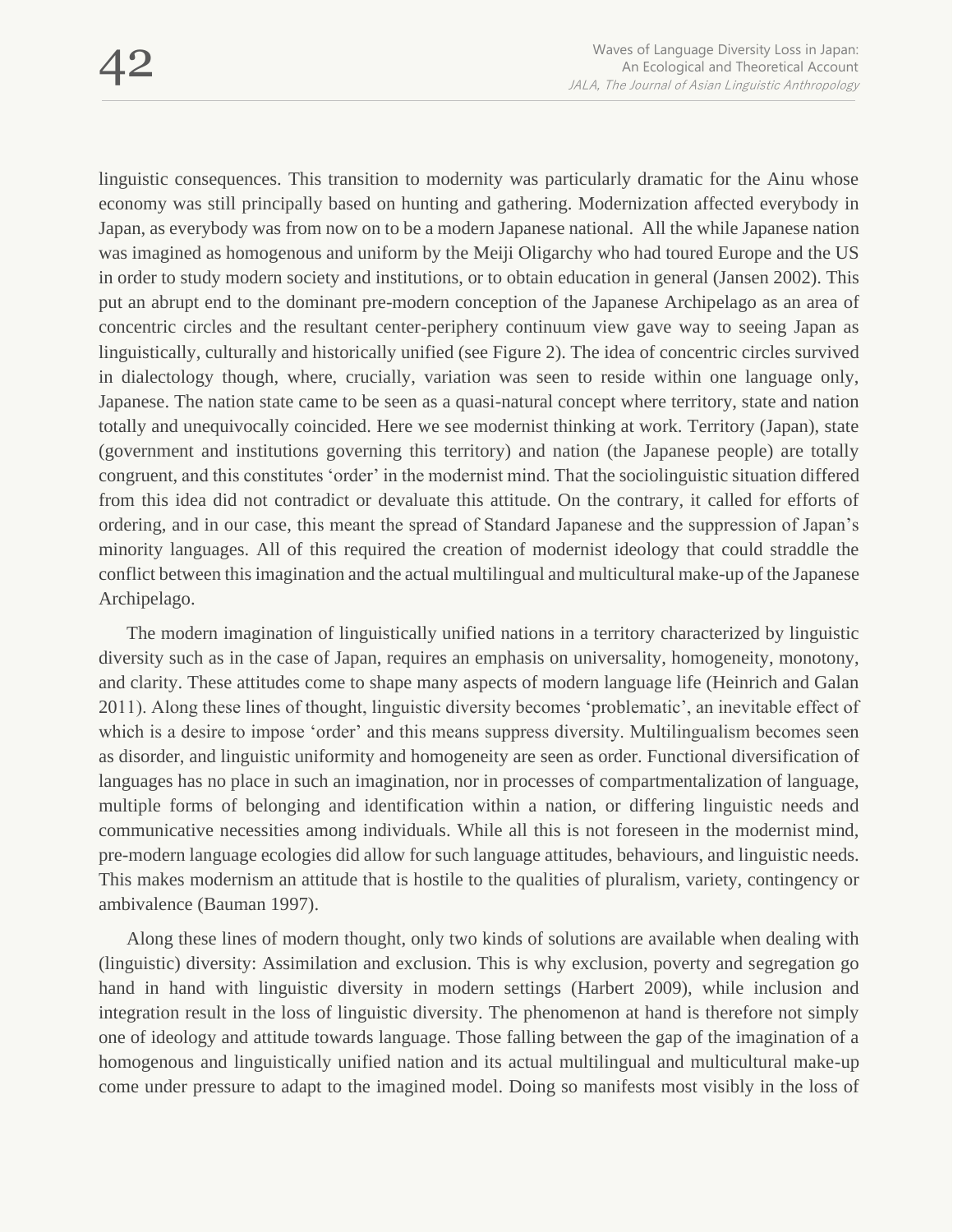linguistic consequences. This transition to modernity was particularly dramatic for the Ainu whose economy was still principally based on hunting and gathering. Modernization affected everybody in Japan, as everybody was from now on to be a modern Japanese national. All the while Japanese nation was imagined as homogenous and uniform by the Meiji Oligarchy who had toured Europe and the US in order to study modern society and institutions, or to obtain education in general (Jansen 2002). This put an abrupt end to the dominant pre-modern conception of the Japanese Archipelago as an area of concentric circles and the resultant center-periphery continuum view gave way to seeing Japan as linguistically, culturally and historically unified (see Figure 2). The idea of concentric circles survived in dialectology though, where, crucially, variation was seen to reside within one language only, Japanese. The nation state came to be seen as a quasi-natural concept where territory, state and nation totally and unequivocally coincided. Here we see modernist thinking at work. Territory (Japan), state (government and institutions governing this territory) and nation (the Japanese people) are totally congruent, and this constitutes 'order' in the modernist mind. That the sociolinguistic situation differed from this idea did not contradict or devaluate this attitude. On the contrary, it called for efforts of ordering, and in our case, this meant the spread of Standard Japanese and the suppression of Japan's minority languages. All of this required the creation of modernist ideology that could straddle the conflict between this imagination and the actual multilingual and multicultural make-up of the Japanese Archipelago.

The modern imagination of linguistically unified nations in a territory characterized by linguistic diversity such as in the case of Japan, requires an emphasis on universality, homogeneity, monotony, and clarity. These attitudes come to shape many aspects of modern language life (Heinrich and Galan 2011). Along these lines of thought, linguistic diversity becomes 'problematic', an inevitable effect of which is a desire to impose 'order' and this means suppress diversity. Multilingualism becomes seen as disorder, and linguistic uniformity and homogeneity are seen as order. Functional diversification of languages has no place in such an imagination, nor in processes of compartmentalization of language, multiple forms of belonging and identification within a nation, or differing linguistic needs and communicative necessities among individuals. While all this is not foreseen in the modernist mind, pre-modern language ecologies did allow for such language attitudes, behaviours, and linguistic needs. This makes modernism an attitude that is hostile to the qualities of pluralism, variety, contingency or ambivalence (Bauman 1997).

Along these lines of modern thought, only two kinds of solutions are available when dealing with (linguistic) diversity: Assimilation and exclusion. This is why exclusion, poverty and segregation go hand in hand with linguistic diversity in modern settings (Harbert 2009), while inclusion and integration result in the loss of linguistic diversity. The phenomenon at hand is therefore not simply one of ideology and attitude towards language. Those falling between the gap of the imagination of a homogenous and linguistically unified nation and its actual multilingual and multicultural make-up come under pressure to adapt to the imagined model. Doing so manifests most visibly in the loss of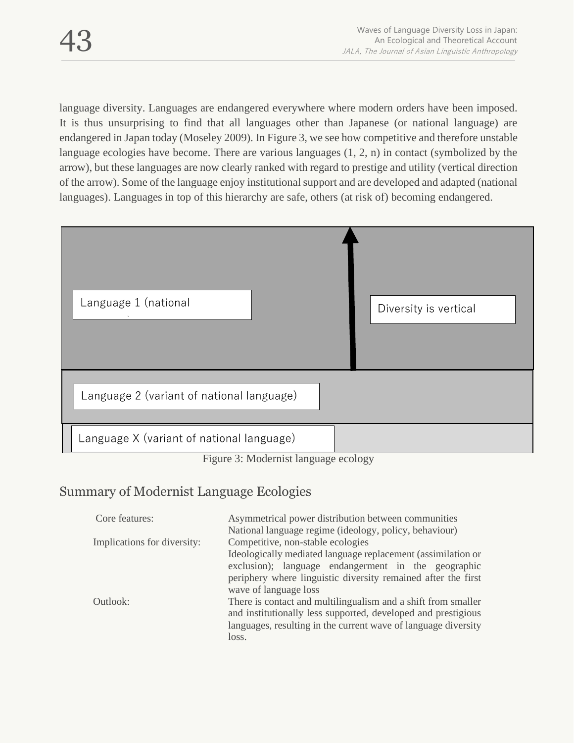language diversity. Languages are endangered everywhere where modern orders have been imposed. It is thus unsurprising to find that all languages other than Japanese (or national language) are endangered in Japan today (Moseley 2009). In Figure 3, we see how competitive and therefore unstable language ecologies have become. There are various languages (1, 2, n) in contact (symbolized by the arrow), but these languages are now clearly ranked with regard to prestige and utility (vertical direction of the arrow). Some of the language enjoy institutional support and are developed and adapted (national languages). Languages in top of this hierarchy are safe, others (at risk of) becoming endangered.

Language 1 (national

Diversity is vertical

Language 2 (variant of national language)

Language X (variant of national language)

Figure 3: Modernist language ecology

## Summary of Modernist Language Ecologies

| | |
|---|---|
| Core features: | Asymmetrical power distribution between communities<br>National language regime (ideology, policy, behaviour) |
| Implications for diversity: | Competitive, non-stable ecologies<br>Ideologically mediated language replacement (assimilation or exclusion); language endangerment in the geographic periphery where linguistic diversity remained after the first wave of language loss |
| Outlook: | There is contact and multilingualism and a shift from smaller and institutionally less supported, developed and prestigious languages, resulting in the current wave of language diversity loss. |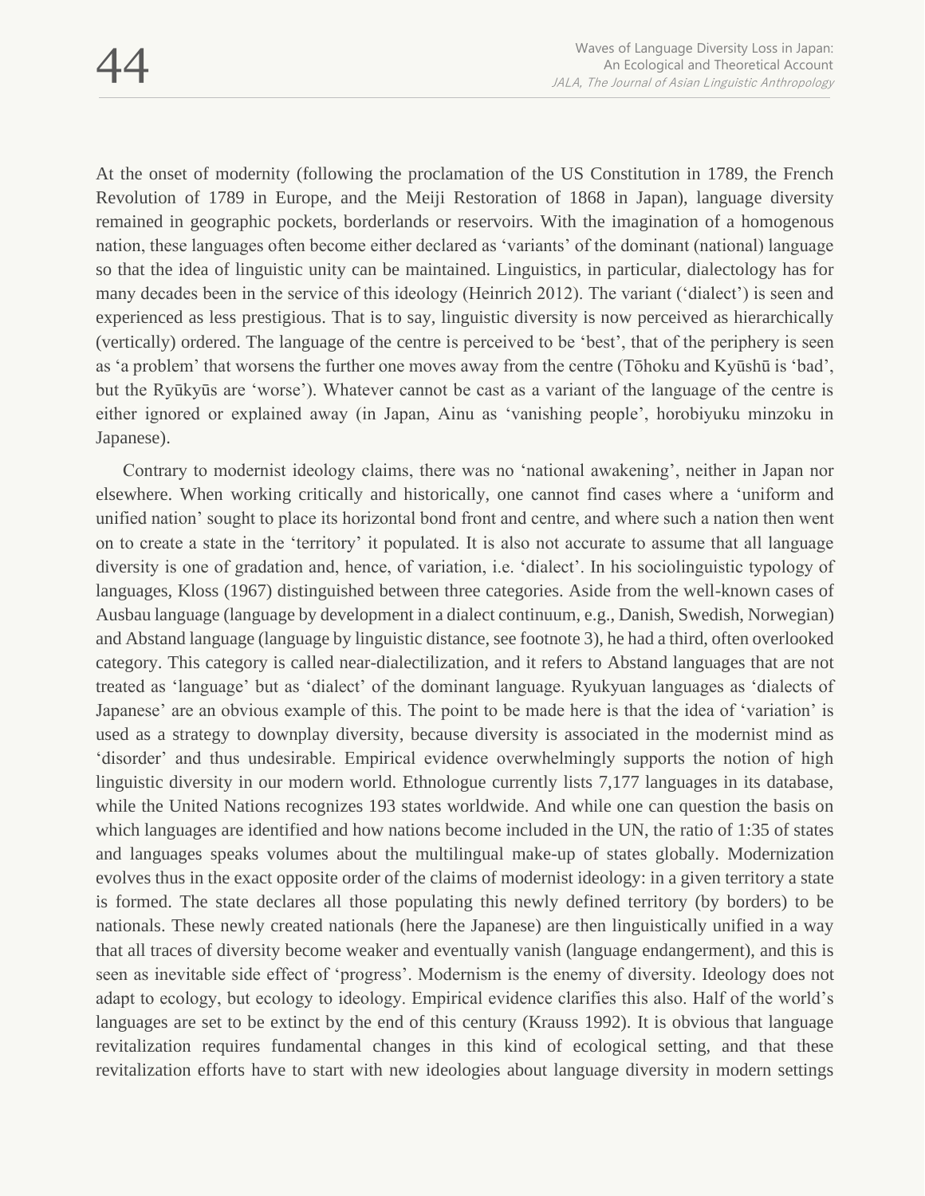At the onset of modernity (following the proclamation of the US Constitution in 1789, the French Revolution of 1789 in Europe, and the Meiji Restoration of 1868 in Japan), language diversity remained in geographic pockets, borderlands or reservoirs. With the imagination of a homogenous nation, these languages often become either declared as 'variants' of the dominant (national) language so that the idea of linguistic unity can be maintained. Linguistics, in particular, dialectology has for many decades been in the service of this ideology (Heinrich 2012). The variant ('dialect') is seen and experienced as less prestigious. That is to say, linguistic diversity is now perceived as hierarchically (vertically) ordered. The language of the centre is perceived to be 'best', that of the periphery is seen as 'a problem' that worsens the further one moves away from the centre (Tōhoku and Kyūshū is 'bad', but the Ryūkyūs are 'worse'). Whatever cannot be cast as a variant of the language of the centre is either ignored or explained away (in Japan, Ainu as 'vanishing people', horobiyuku minzoku in Japanese).

Contrary to modernist ideology claims, there was no 'national awakening', neither in Japan nor elsewhere. When working critically and historically, one cannot find cases where a 'uniform and unified nation' sought to place its horizontal bond front and centre, and where such a nation then went on to create a state in the 'territory' it populated. It is also not accurate to assume that all language diversity is one of gradation and, hence, of variation, i.e. 'dialect'. In his sociolinguistic typology of languages, Kloss (1967) distinguished between three categories. Aside from the well-known cases of Ausbau language (language by development in a dialect continuum, e.g., Danish, Swedish, Norwegian) and Abstand language (language by linguistic distance, see footnote 3), he had a third, often overlooked category. This category is called near-dialectilization, and it refers to Abstand languages that are not treated as 'language' but as 'dialect' of the dominant language. Ryukyuan languages as 'dialects of Japanese' are an obvious example of this. The point to be made here is that the idea of 'variation' is used as a strategy to downplay diversity, because diversity is associated in the modernist mind as 'disorder' and thus undesirable. Empirical evidence overwhelmingly supports the notion of high linguistic diversity in our modern world. Ethnologue currently lists 7,177 languages in its database, while the United Nations recognizes 193 states worldwide. And while one can question the basis on which languages are identified and how nations become included in the UN, the ratio of 1:35 of states and languages speaks volumes about the multilingual make-up of states globally. Modernization evolves thus in the exact opposite order of the claims of modernist ideology: in a given territory a state is formed. The state declares all those populating this newly defined territory (by borders) to be nationals. These newly created nationals (here the Japanese) are then linguistically unified in a way that all traces of diversity become weaker and eventually vanish (language endangerment), and this is seen as inevitable side effect of 'progress'. Modernism is the enemy of diversity. Ideology does not adapt to ecology, but ecology to ideology. Empirical evidence clarifies this also. Half of the world's languages are set to be extinct by the end of this century (Krauss 1992). It is obvious that language revitalization requires fundamental changes in this kind of ecological setting, and that these revitalization efforts have to start with new ideologies about language diversity in modern settings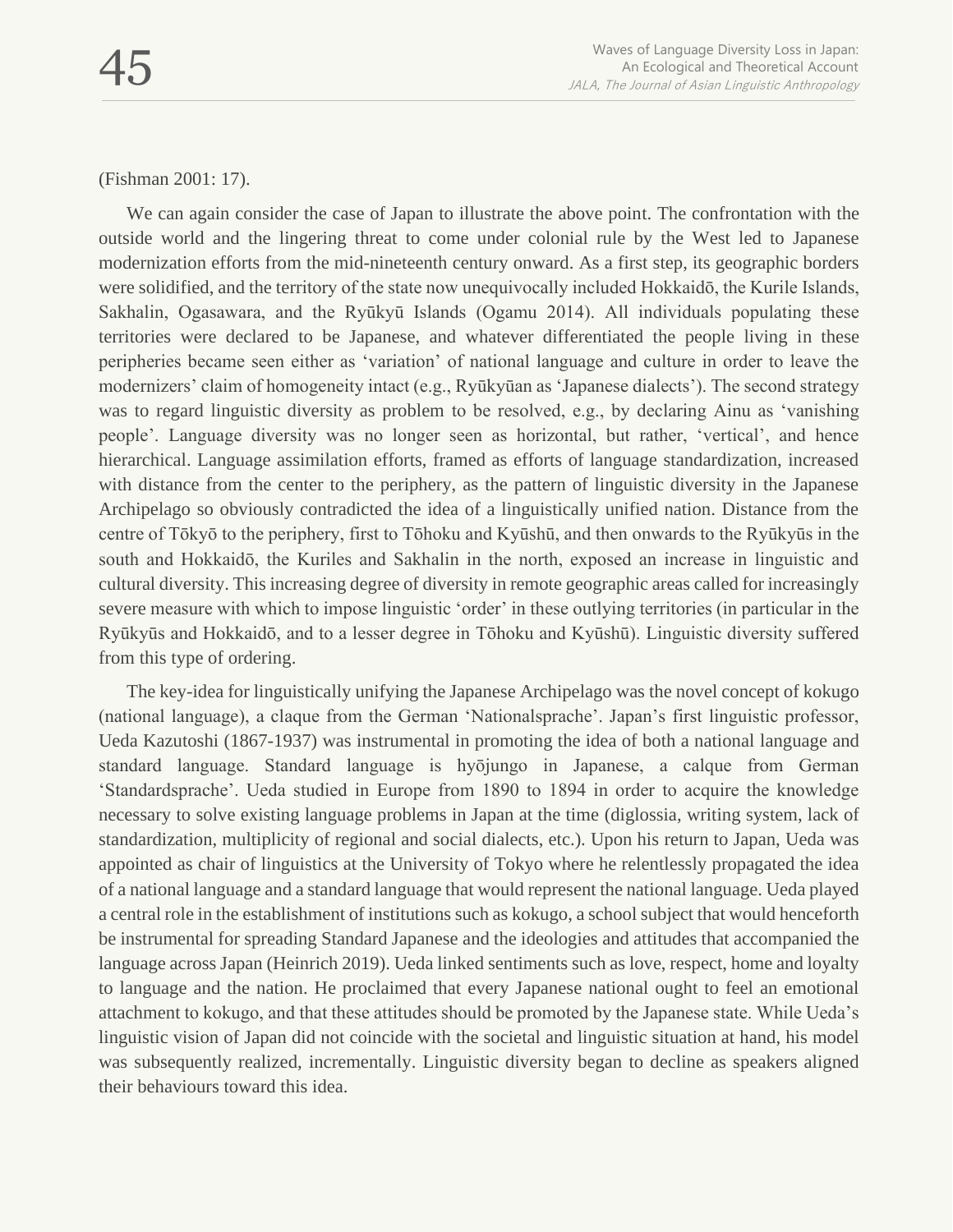(Fishman 2001: 17).

We can again consider the case of Japan to illustrate the above point. The confrontation with the outside world and the lingering threat to come under colonial rule by the West led to Japanese modernization efforts from the mid-nineteenth century onward. As a first step, its geographic borders were solidified, and the territory of the state now unequivocally included Hokkaidō, the Kurile Islands, Sakhalin, Ogasawara, and the Ryūkyū Islands (Ogamu 2014). All individuals populating these territories were declared to be Japanese, and whatever differentiated the people living in these peripheries became seen either as 'variation' of national language and culture in order to leave the modernizers' claim of homogeneity intact (e.g., Ryūkyūan as 'Japanese dialects'). The second strategy was to regard linguistic diversity as problem to be resolved, e.g., by declaring Ainu as 'vanishing people'. Language diversity was no longer seen as horizontal, but rather, 'vertical', and hence hierarchical. Language assimilation efforts, framed as efforts of language standardization, increased with distance from the center to the periphery, as the pattern of linguistic diversity in the Japanese Archipelago so obviously contradicted the idea of a linguistically unified nation. Distance from the centre of Tōkyō to the periphery, first to Tōhoku and Kyūshū, and then onwards to the Ryūkyūs in the south and Hokkaidō, the Kuriles and Sakhalin in the north, exposed an increase in linguistic and cultural diversity. This increasing degree of diversity in remote geographic areas called for increasingly severe measure with which to impose linguistic 'order' in these outlying territories (in particular in the Ryūkyūs and Hokkaidō, and to a lesser degree in Tōhoku and Kyūshū). Linguistic diversity suffered from this type of ordering.

The key-idea for linguistically unifying the Japanese Archipelago was the novel concept of kokugo (national language), a claque from the German 'Nationalsprache'. Japan's first linguistic professor, Ueda Kazutoshi (1867-1937) was instrumental in promoting the idea of both a national language and standard language. Standard language is hyōjungo in Japanese, a calque from German 'Standardsprache'. Ueda studied in Europe from 1890 to 1894 in order to acquire the knowledge necessary to solve existing language problems in Japan at the time (diglossia, writing system, lack of standardization, multiplicity of regional and social dialects, etc.). Upon his return to Japan, Ueda was appointed as chair of linguistics at the University of Tokyo where he relentlessly propagated the idea of a national language and a standard language that would represent the national language. Ueda played a central role in the establishment of institutions such as kokugo, a school subject that would henceforth be instrumental for spreading Standard Japanese and the ideologies and attitudes that accompanied the language across Japan (Heinrich 2019). Ueda linked sentiments such as love, respect, home and loyalty to language and the nation. He proclaimed that every Japanese national ought to feel an emotional attachment to kokugo, and that these attitudes should be promoted by the Japanese state. While Ueda's linguistic vision of Japan did not coincide with the societal and linguistic situation at hand, his model was subsequently realized, incrementally. Linguistic diversity began to decline as speakers aligned their behaviours toward this idea.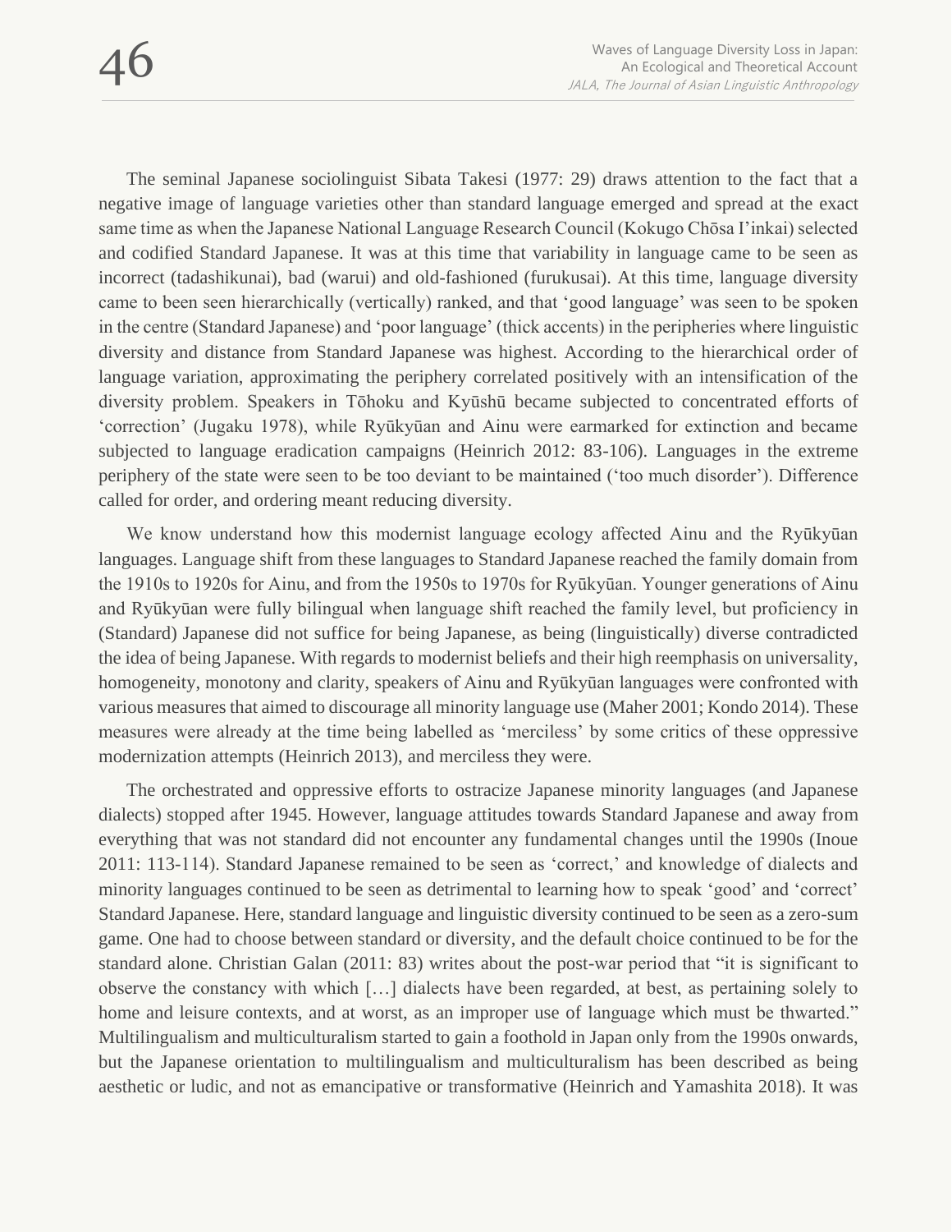The seminal Japanese sociolinguist Sibata Takesi (1977: 29) draws attention to the fact that a negative image of language varieties other than standard language emerged and spread at the exact same time as when the Japanese National Language Research Council (Kokugo Chōsa I'inkai) selected and codified Standard Japanese. It was at this time that variability in language came to be seen as incorrect (tadashikunai), bad (warui) and old-fashioned (furukusai). At this time, language diversity came to been seen hierarchically (vertically) ranked, and that 'good language' was seen to be spoken in the centre (Standard Japanese) and 'poor language' (thick accents) in the peripheries where linguistic diversity and distance from Standard Japanese was highest. According to the hierarchical order of language variation, approximating the periphery correlated positively with an intensification of the diversity problem. Speakers in Tōhoku and Kyūshū became subjected to concentrated efforts of 'correction' (Jugaku 1978), while Ryūkyūan and Ainu were earmarked for extinction and became subjected to language eradication campaigns (Heinrich 2012: 83-106). Languages in the extreme periphery of the state were seen to be too deviant to be maintained ('too much disorder'). Difference called for order, and ordering meant reducing diversity.

We know understand how this modernist language ecology affected Ainu and the Ryūkyūan languages. Language shift from these languages to Standard Japanese reached the family domain from the 1910s to 1920s for Ainu, and from the 1950s to 1970s for Ryūkyūan. Younger generations of Ainu and Ryūkyūan were fully bilingual when language shift reached the family level, but proficiency in (Standard) Japanese did not suffice for being Japanese, as being (linguistically) diverse contradicted the idea of being Japanese. With regards to modernist beliefs and their high reemphasis on universality, homogeneity, monotony and clarity, speakers of Ainu and Ryūkyūan languages were confronted with various measures that aimed to discourage all minority language use (Maher 2001; Kondo 2014). These measures were already at the time being labelled as 'merciless' by some critics of these oppressive modernization attempts (Heinrich 2013), and merciless they were.

The orchestrated and oppressive efforts to ostracize Japanese minority languages (and Japanese dialects) stopped after 1945. However, language attitudes towards Standard Japanese and away from everything that was not standard did not encounter any fundamental changes until the 1990s (Inoue 2011: 113-114). Standard Japanese remained to be seen as 'correct,' and knowledge of dialects and minority languages continued to be seen as detrimental to learning how to speak 'good' and 'correct' Standard Japanese. Here, standard language and linguistic diversity continued to be seen as a zero-sum game. One had to choose between standard or diversity, and the default choice continued to be for the standard alone. Christian Galan (2011: 83) writes about the post-war period that "it is significant to observe the constancy with which […] dialects have been regarded, at best, as pertaining solely to home and leisure contexts, and at worst, as an improper use of language which must be thwarted." Multilingualism and multiculturalism started to gain a foothold in Japan only from the 1990s onwards, but the Japanese orientation to multilingualism and multiculturalism has been described as being aesthetic or ludic, and not as emancipative or transformative (Heinrich and Yamashita 2018). It was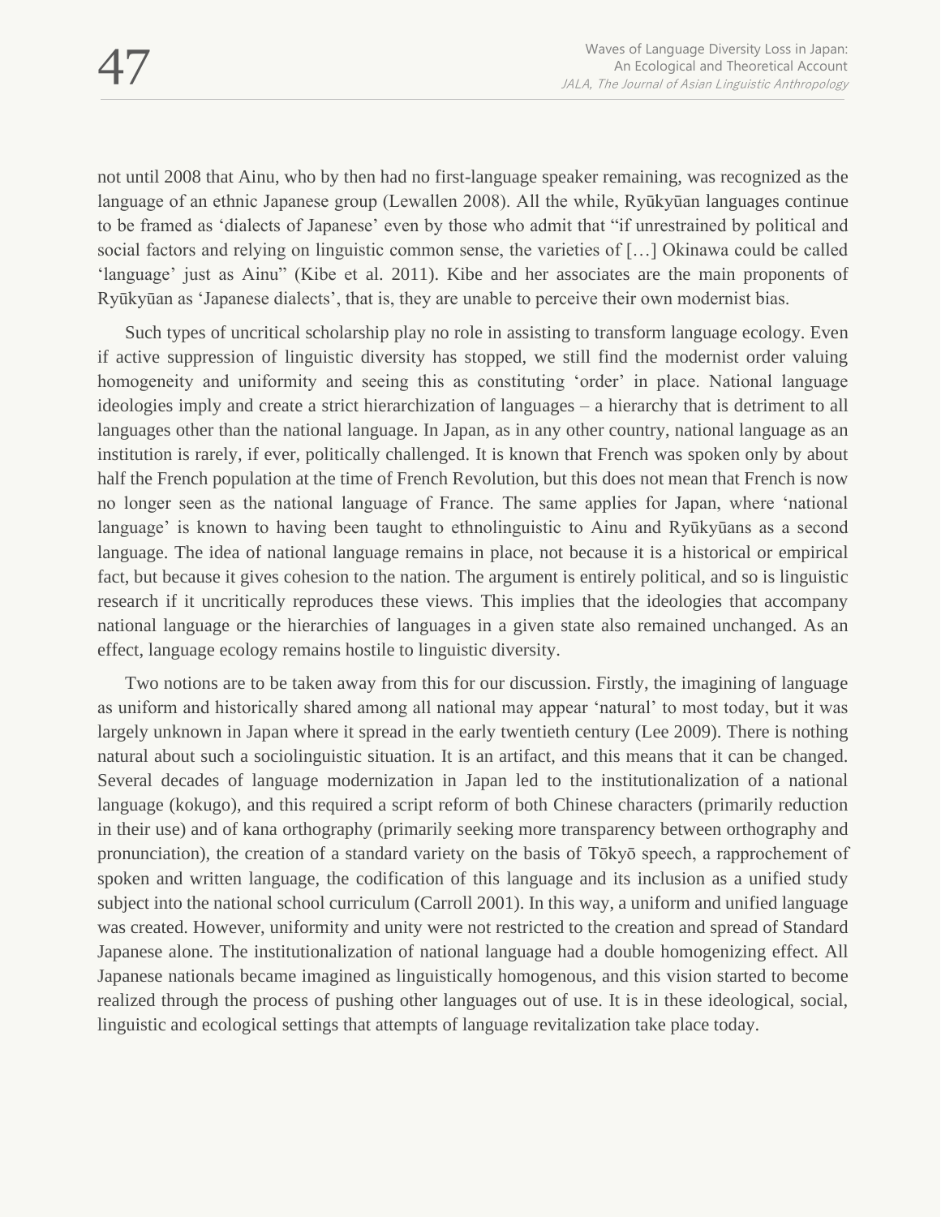not until 2008 that Ainu, who by then had no first-language speaker remaining, was recognized as the language of an ethnic Japanese group (Lewallen 2008). All the while, Ryūkyūan languages continue to be framed as 'dialects of Japanese' even by those who admit that "if unrestrained by political and social factors and relying on linguistic common sense, the varieties of […] Okinawa could be called 'language' just as Ainu" (Kibe et al. 2011). Kibe and her associates are the main proponents of Ryūkyūan as 'Japanese dialects', that is, they are unable to perceive their own modernist bias.

Such types of uncritical scholarship play no role in assisting to transform language ecology. Even if active suppression of linguistic diversity has stopped, we still find the modernist order valuing homogeneity and uniformity and seeing this as constituting 'order' in place. National language ideologies imply and create a strict hierarchization of languages – a hierarchy that is detriment to all languages other than the national language. In Japan, as in any other country, national language as an institution is rarely, if ever, politically challenged. It is known that French was spoken only by about half the French population at the time of French Revolution, but this does not mean that French is now no longer seen as the national language of France. The same applies for Japan, where 'national language' is known to having been taught to ethnolinguistic to Ainu and Ryūkyūans as a second language. The idea of national language remains in place, not because it is a historical or empirical fact, but because it gives cohesion to the nation. The argument is entirely political, and so is linguistic research if it uncritically reproduces these views. This implies that the ideologies that accompany national language or the hierarchies of languages in a given state also remained unchanged. As an effect, language ecology remains hostile to linguistic diversity.

Two notions are to be taken away from this for our discussion. Firstly, the imagining of language as uniform and historically shared among all national may appear 'natural' to most today, but it was largely unknown in Japan where it spread in the early twentieth century (Lee 2009). There is nothing natural about such a sociolinguistic situation. It is an artifact, and this means that it can be changed. Several decades of language modernization in Japan led to the institutionalization of a national language (kokugo), and this required a script reform of both Chinese characters (primarily reduction in their use) and of kana orthography (primarily seeking more transparency between orthography and pronunciation), the creation of a standard variety on the basis of Tōkyō speech, a rapprochement of spoken and written language, the codification of this language and its inclusion as a unified study subject into the national school curriculum (Carroll 2001). In this way, a uniform and unified language was created. However, uniformity and unity were not restricted to the creation and spread of Standard Japanese alone. The institutionalization of national language had a double homogenizing effect. All Japanese nationals became imagined as linguistically homogenous, and this vision started to become realized through the process of pushing other languages out of use. It is in these ideological, social, linguistic and ecological settings that attempts of language revitalization take place today.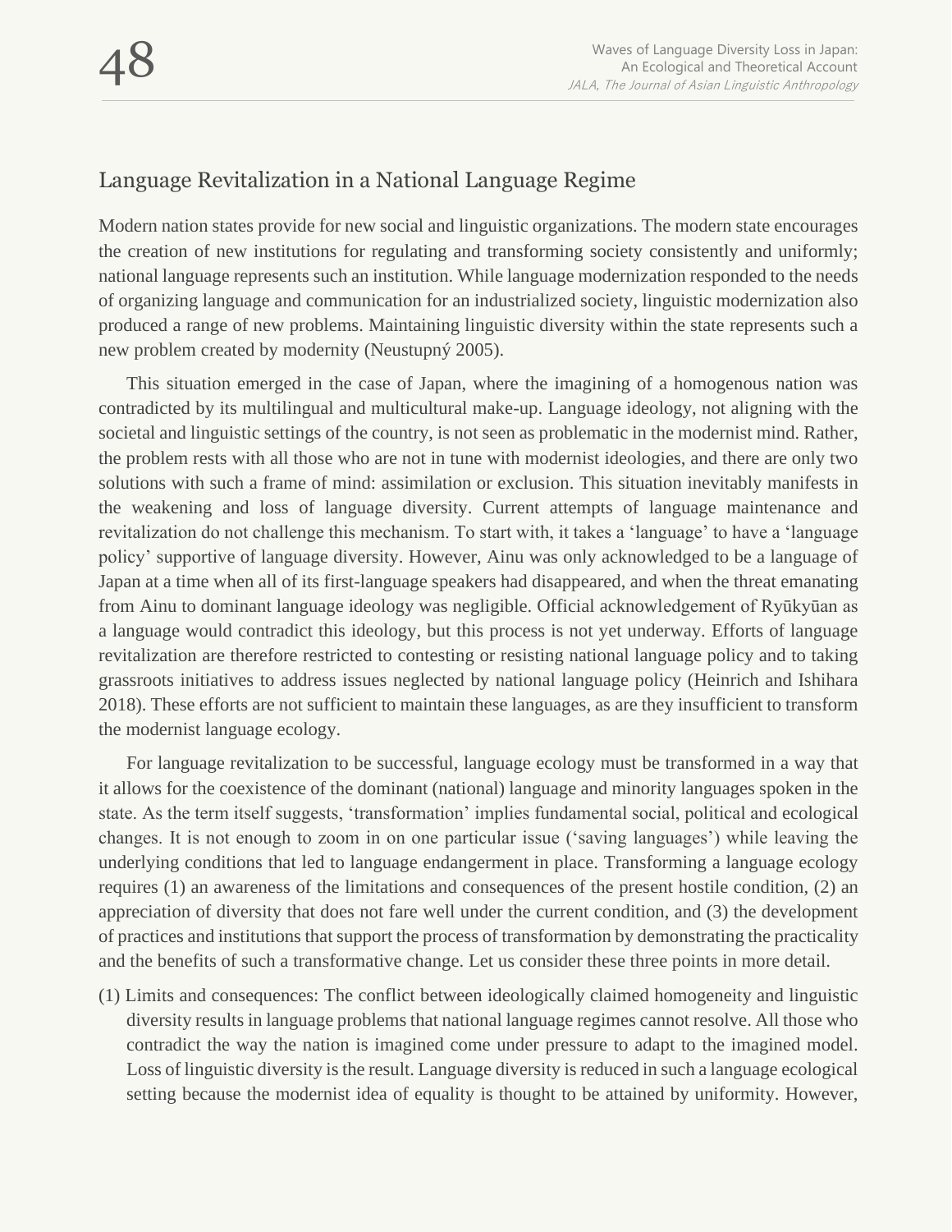## Language Revitalization in a National Language Regime

Modern nation states provide for new social and linguistic organizations. The modern state encourages the creation of new institutions for regulating and transforming society consistently and uniformly; national language represents such an institution. While language modernization responded to the needs of organizing language and communication for an industrialized society, linguistic modernization also produced a range of new problems. Maintaining linguistic diversity within the state represents such a new problem created by modernity (Neustupný 2005).

This situation emerged in the case of Japan, where the imagining of a homogenous nation was contradicted by its multilingual and multicultural make-up. Language ideology, not aligning with the societal and linguistic settings of the country, is not seen as problematic in the modernist mind. Rather, the problem rests with all those who are not in tune with modernist ideologies, and there are only two solutions with such a frame of mind: assimilation or exclusion. This situation inevitably manifests in the weakening and loss of language diversity. Current attempts of language maintenance and revitalization do not challenge this mechanism. To start with, it takes a 'language' to have a 'language policy' supportive of language diversity. However, Ainu was only acknowledged to be a language of Japan at a time when all of its first-language speakers had disappeared, and when the threat emanating from Ainu to dominant language ideology was negligible. Official acknowledgement of Ryūkyūan as a language would contradict this ideology, but this process is not yet underway. Efforts of language revitalization are therefore restricted to contesting or resisting national language policy and to taking grassroots initiatives to address issues neglected by national language policy (Heinrich and Ishihara 2018). These efforts are not sufficient to maintain these languages, as are they insufficient to transform the modernist language ecology.

For language revitalization to be successful, language ecology must be transformed in a way that it allows for the coexistence of the dominant (national) language and minority languages spoken in the state. As the term itself suggests, 'transformation' implies fundamental social, political and ecological changes. It is not enough to zoom in on one particular issue ('saving languages') while leaving the underlying conditions that led to language endangerment in place. Transforming a language ecology requires (1) an awareness of the limitations and consequences of the present hostile condition, (2) an appreciation of diversity that does not fare well under the current condition, and (3) the development of practices and institutions that support the process of transformation by demonstrating the practicality and the benefits of such a transformative change. Let us consider these three points in more detail.

(1) Limits and consequences: The conflict between ideologically claimed homogeneity and linguistic diversity results in language problems that national language regimes cannot resolve. All those who contradict the way the nation is imagined come under pressure to adapt to the imagined model. Loss of linguistic diversity is the result. Language diversity is reduced in such a language ecological setting because the modernist idea of equality is thought to be attained by uniformity. However,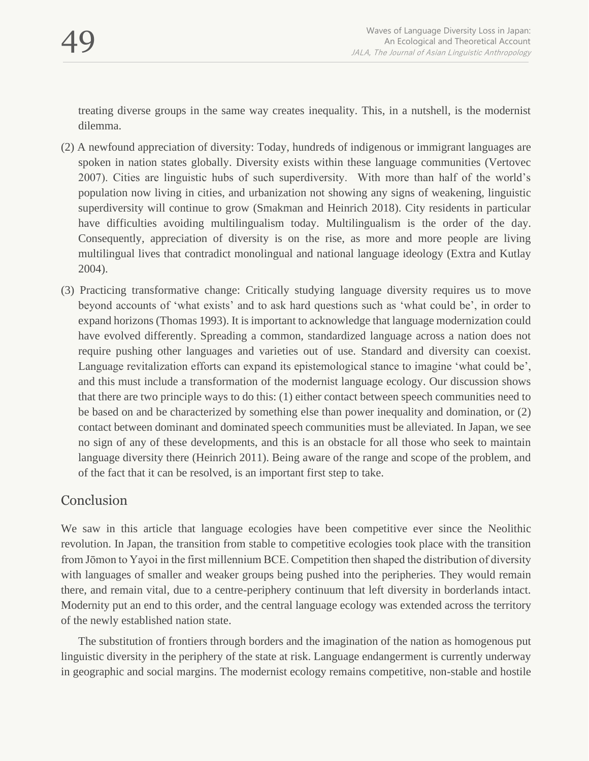treating diverse groups in the same way creates inequality. This, in a nutshell, is the modernist dilemma.

(2) A newfound appreciation of diversity: Today, hundreds of indigenous or immigrant languages are spoken in nation states globally. Diversity exists within these language communities (Vertovec 2007). Cities are linguistic hubs of such superdiversity. With more than half of the world's population now living in cities, and urbanization not showing any signs of weakening, linguistic superdiversity will continue to grow (Smakman and Heinrich 2018). City residents in particular have difficulties avoiding multilingualism today. Multilingualism is the order of the day. Consequently, appreciation of diversity is on the rise, as more and more people are living multilingual lives that contradict monolingual and national language ideology (Extra and Kutlay 2004).

(3) Practicing transformative change: Critically studying language diversity requires us to move beyond accounts of 'what exists' and to ask hard questions such as 'what could be', in order to expand horizons (Thomas 1993). It is important to acknowledge that language modernization could have evolved differently. Spreading a common, standardized language across a nation does not require pushing other languages and varieties out of use. Standard and diversity can coexist. Language revitalization efforts can expand its epistemological stance to imagine 'what could be', and this must include a transformation of the modernist language ecology. Our discussion shows that there are two principle ways to do this: (1) either contact between speech communities need to be based on and be characterized by something else than power inequality and domination, or (2) contact between dominant and dominated speech communities must be alleviated. In Japan, we see no sign of any of these developments, and this is an obstacle for all those who seek to maintain language diversity there (Heinrich 2011). Being aware of the range and scope of the problem, and of the fact that it can be resolved, is an important first step to take.

## Conclusion

We saw in this article that language ecologies have been competitive ever since the Neolithic revolution. In Japan, the transition from stable to competitive ecologies took place with the transition from Jōmon to Yayoi in the first millennium BCE. Competition then shaped the distribution of diversity with languages of smaller and weaker groups being pushed into the peripheries. They would remain there, and remain vital, due to a centre-periphery continuum that left diversity in borderlands intact. Modernity put an end to this order, and the central language ecology was extended across the territory of the newly established nation state.

The substitution of frontiers through borders and the imagination of the nation as homogenous put linguistic diversity in the periphery of the state at risk. Language endangerment is currently underway in geographic and social margins. The modernist ecology remains competitive, non-stable and hostile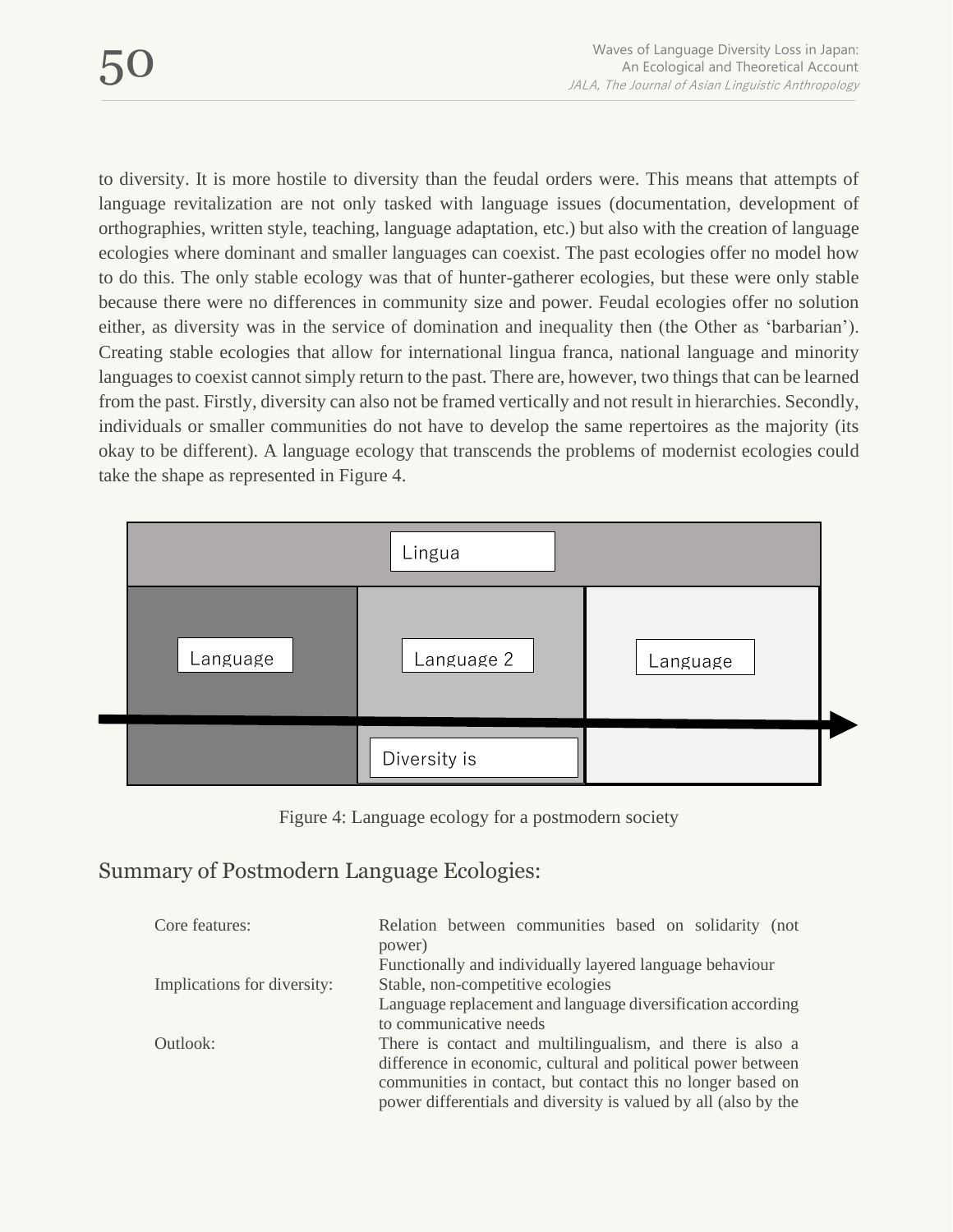to diversity. It is more hostile to diversity than the feudal orders were. This means that attempts of language revitalization are not only tasked with language issues (documentation, development of orthographies, written style, teaching, language adaptation, etc.) but also with the creation of language ecologies where dominant and smaller languages can coexist. The past ecologies offer no model how to do this. The only stable ecology was that of hunter-gatherer ecologies, but these were only stable because there were no differences in community size and power. Feudal ecologies offer no solution either, as diversity was in the service of domination and inequality then (the Other as 'barbarian'). Creating stable ecologies that allow for international lingua franca, national language and minority languages to coexist cannot simply return to the past. There are, however, two things that can be learned from the past. Firstly, diversity can also not be framed vertically and not result in hierarchies. Secondly, individuals or smaller communities do not have to develop the same repertoires as the majority (its okay to be different). A language ecology that transcends the problems of modernist ecologies could take the shape as represented in Figure 4.

Lingua

Language | Language 2 | Language

Diversity is

Figure 4: Language ecology for a postmodern society

## Summary of Postmodern Language Ecologies:

| | |
|---|---|
| Core features: | Relation between communities based on solidarity (not power)<br>Functionally and individually layered language behaviour |
| Implications for diversity: | Stable, non-competitive ecologies<br>Language replacement and language diversification according to communicative needs |
| Outlook: | There is contact and multilingualism, and there is also a difference in economic, cultural and political power between communities in contact, but contact this no longer based on power differentials and diversity is valued by all (also by the |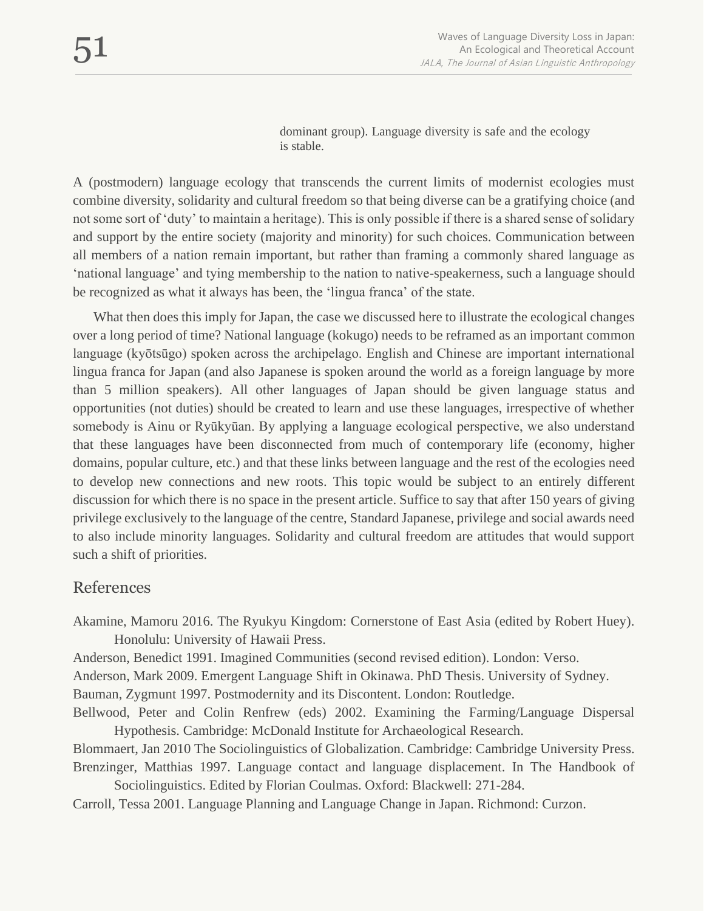dominant group). Language diversity is safe and the ecology is stable.

A (postmodern) language ecology that transcends the current limits of modernist ecologies must combine diversity, solidarity and cultural freedom so that being diverse can be a gratifying choice (and not some sort of 'duty' to maintain a heritage). This is only possible if there is a shared sense of solidary and support by the entire society (majority and minority) for such choices. Communication between all members of a nation remain important, but rather than framing a commonly shared language as 'national language' and tying membership to the nation to native-speakerness, such a language should be recognized as what it always has been, the 'lingua franca' of the state.

What then does this imply for Japan, the case we discussed here to illustrate the ecological changes over a long period of time? National language (kokugo) needs to be reframed as an important common language (kyōtsūgo) spoken across the archipelago. English and Chinese are important international lingua franca for Japan (and also Japanese is spoken around the world as a foreign language by more than 5 million speakers). All other languages of Japan should be given language status and opportunities (not duties) should be created to learn and use these languages, irrespective of whether somebody is Ainu or Ryūkyūan. By applying a language ecological perspective, we also understand that these languages have been disconnected from much of contemporary life (economy, higher domains, popular culture, etc.) and that these links between language and the rest of the ecologies need to develop new connections and new roots. This topic would be subject to an entirely different discussion for which there is no space in the present article. Suffice to say that after 150 years of giving privilege exclusively to the language of the centre, Standard Japanese, privilege and social awards need to also include minority languages. Solidarity and cultural freedom are attitudes that would support such a shift of priorities.

## References

Akamine, Mamoru 2016. The Ryukyu Kingdom: Cornerstone of East Asia (edited by Robert Huey). Honolulu: University of Hawaii Press.

Anderson, Benedict 1991. Imagined Communities (second revised edition). London: Verso.

Anderson, Mark 2009. Emergent Language Shift in Okinawa. PhD Thesis. University of Sydney.

Bauman, Zygmunt 1997. Postmodernity and its Discontent. London: Routledge.

Bellwood, Peter and Colin Renfrew (eds) 2002. Examining the Farming/Language Dispersal Hypothesis. Cambridge: McDonald Institute for Archaeological Research.

Blommaert, Jan 2010 The Sociolinguistics of Globalization. Cambridge: Cambridge University Press.

Brenzinger, Matthias 1997. Language contact and language displacement. In The Handbook of Sociolinguistics. Edited by Florian Coulmas. Oxford: Blackwell: 271-284.

Carroll, Tessa 2001. Language Planning and Language Change in Japan. Richmond: Curzon.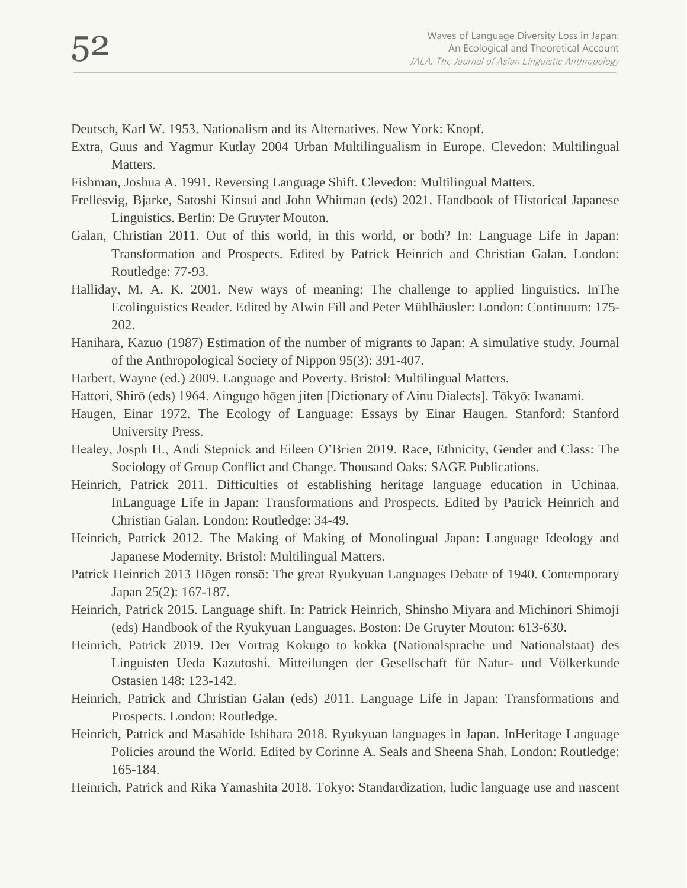Deutsch, Karl W. 1953. Nationalism and its Alternatives. New York: Knopf.

Extra, Guus and Yagmur Kutlay 2004 Urban Multilingualism in Europe. Clevedon: Multilingual Matters.

Fishman, Joshua A. 1991. Reversing Language Shift. Clevedon: Multilingual Matters.

Frellesvig, Bjarke, Satoshi Kinsui and John Whitman (eds) 2021. Handbook of Historical Japanese Linguistics. Berlin: De Gruyter Mouton.

Galan, Christian 2011. Out of this world, in this world, or both? In: Language Life in Japan: Transformation and Prospects. Edited by Patrick Heinrich and Christian Galan. London: Routledge: 77-93.

Halliday, M. A. K. 2001. New ways of meaning: The challenge to applied linguistics. InThe Ecolinguistics Reader. Edited by Alwin Fill and Peter Mühlhäusler: London: Continuum: 175-202.

Hanihara, Kazuo (1987) Estimation of the number of migrants to Japan: A simulative study. Journal of the Anthropological Society of Nippon 95(3): 391-407.

Harbert, Wayne (ed.) 2009. Language and Poverty. Bristol: Multilingual Matters.

Hattori, Shirō (eds) 1964. Aingugo hōgen jiten [Dictionary of Ainu Dialects]. Tōkyō: Iwanami.

Haugen, Einar 1972. The Ecology of Language: Essays by Einar Haugen. Stanford: Stanford University Press.

Healey, Josph H., Andi Stepnick and Eileen O'Brien 2019. Race, Ethnicity, Gender and Class: The Sociology of Group Conflict and Change. Thousand Oaks: SAGE Publications.

Heinrich, Patrick 2011. Difficulties of establishing heritage language education in Uchinaa. InLanguage Life in Japan: Transformations and Prospects. Edited by Patrick Heinrich and Christian Galan. London: Routledge: 34-49.

Heinrich, Patrick 2012. The Making of Making of Monolingual Japan: Language Ideology and Japanese Modernity. Bristol: Multilingual Matters.

Patrick Heinrich 2013 Hōgen ronsō: The great Ryukyuan Languages Debate of 1940. Contemporary Japan 25(2): 167-187.

Heinrich, Patrick 2015. Language shift. In: Patrick Heinrich, Shinsho Miyara and Michinori Shimoji (eds) Handbook of the Ryukyuan Languages. Boston: De Gruyter Mouton: 613-630.

Heinrich, Patrick 2019. Der Vortrag Kokugo to kokka (Nationalsprache und Nationalstaat) des Linguisten Ueda Kazutoshi. Mitteilungen der Gesellschaft für Natur- und Völkerkunde Ostasien 148: 123-142.

Heinrich, Patrick and Christian Galan (eds) 2011. Language Life in Japan: Transformations and Prospects. London: Routledge.

Heinrich, Patrick and Masahide Ishihara 2018. Ryukyuan languages in Japan. InHeritage Language Policies around the World. Edited by Corinne A. Seals and Sheena Shah. London: Routledge: 165-184.

Heinrich, Patrick and Rika Yamashita 2018. Tokyo: Standardization, ludic language use and nascent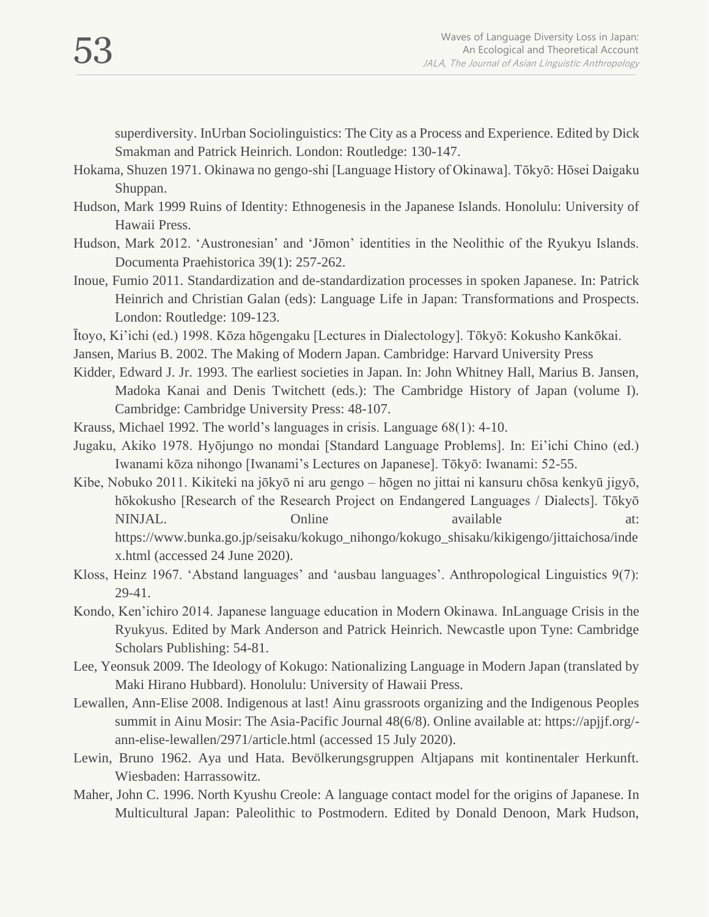superdiversity. InUrban Sociolinguistics: The City as a Process and Experience. Edited by Dick Smakman and Patrick Heinrich. London: Routledge: 130-147.

Hokama, Shuzen 1971. Okinawa no gengo-shi [Language History of Okinawa]. Tōkyō: Hōsei Daigaku Shuppan.

Hudson, Mark 1999 Ruins of Identity: Ethnogenesis in the Japanese Islands. Honolulu: University of Hawaii Press.

Hudson, Mark 2012. 'Austronesian' and 'Jōmon' identities in the Neolithic of the Ryukyu Islands. Documenta Praehistorica 39(1): 257-262.

Inoue, Fumio 2011. Standardization and de-standardization processes in spoken Japanese. In: Patrick Heinrich and Christian Galan (eds): Language Life in Japan: Transformations and Prospects. London: Routledge: 109-123.

Ītoyo, Ki'ichi (ed.) 1998. Kōza hōgengaku [Lectures in Dialectology]. Tōkyō: Kokusho Kankōkai.

Jansen, Marius B. 2002. The Making of Modern Japan. Cambridge: Harvard University Press

Kidder, Edward J. Jr. 1993. The earliest societies in Japan. In: John Whitney Hall, Marius B. Jansen, Madoka Kanai and Denis Twitchett (eds.): The Cambridge History of Japan (volume I). Cambridge: Cambridge University Press: 48-107.

Krauss, Michael 1992. The world's languages in crisis. Language 68(1): 4-10.

Jugaku, Akiko 1978. Hyōjungo no mondai [Standard Language Problems]. In: Ei'ichi Chino (ed.) Iwanami kōza nihongo [Iwanami's Lectures on Japanese]. Tōkyō: Iwanami: 52-55.

Kibe, Nobuko 2011. Kikiteki na jōkyō ni aru gengo – hōgen no jittai ni kansuru chōsa kenkyū jigyō, hōkokusho [Research of the Research Project on Endangered Languages / Dialects]. Tōkyō NINJAL. Online available at: https://www.bunka.go.jp/seisaku/kokugo_nihongo/kokugo_shisaku/kikigengo/jittaichosa/index.html (accessed 24 June 2020).

Kloss, Heinz 1967. 'Abstand languages' and 'ausbau languages'. Anthropological Linguistics 9(7): 29-41.

Kondo, Ken'ichiro 2014. Japanese language education in Modern Okinawa. InLanguage Crisis in the Ryukyus. Edited by Mark Anderson and Patrick Heinrich. Newcastle upon Tyne: Cambridge Scholars Publishing: 54-81.

Lee, Yeonsuk 2009. The Ideology of Kokugo: Nationalizing Language in Modern Japan (translated by Maki Hirano Hubbard). Honolulu: University of Hawaii Press.

Lewallen, Ann-Elise 2008. Indigenous at last! Ainu grassroots organizing and the Indigenous Peoples summit in Ainu Mosir: The Asia-Pacific Journal 48(6/8). Online available at: https://apjjf.org/-ann-elise-lewallen/2971/article.html (accessed 15 July 2020).

Lewin, Bruno 1962. Aya und Hata. Bevölkerungsgruppen Altjapans mit kontinentaler Herkunft. Wiesbaden: Harrassowitz.

Maher, John C. 1996. North Kyushu Creole: A language contact model for the origins of Japanese. In Multicultural Japan: Paleolithic to Postmodern. Edited by Donald Denoon, Mark Hudson,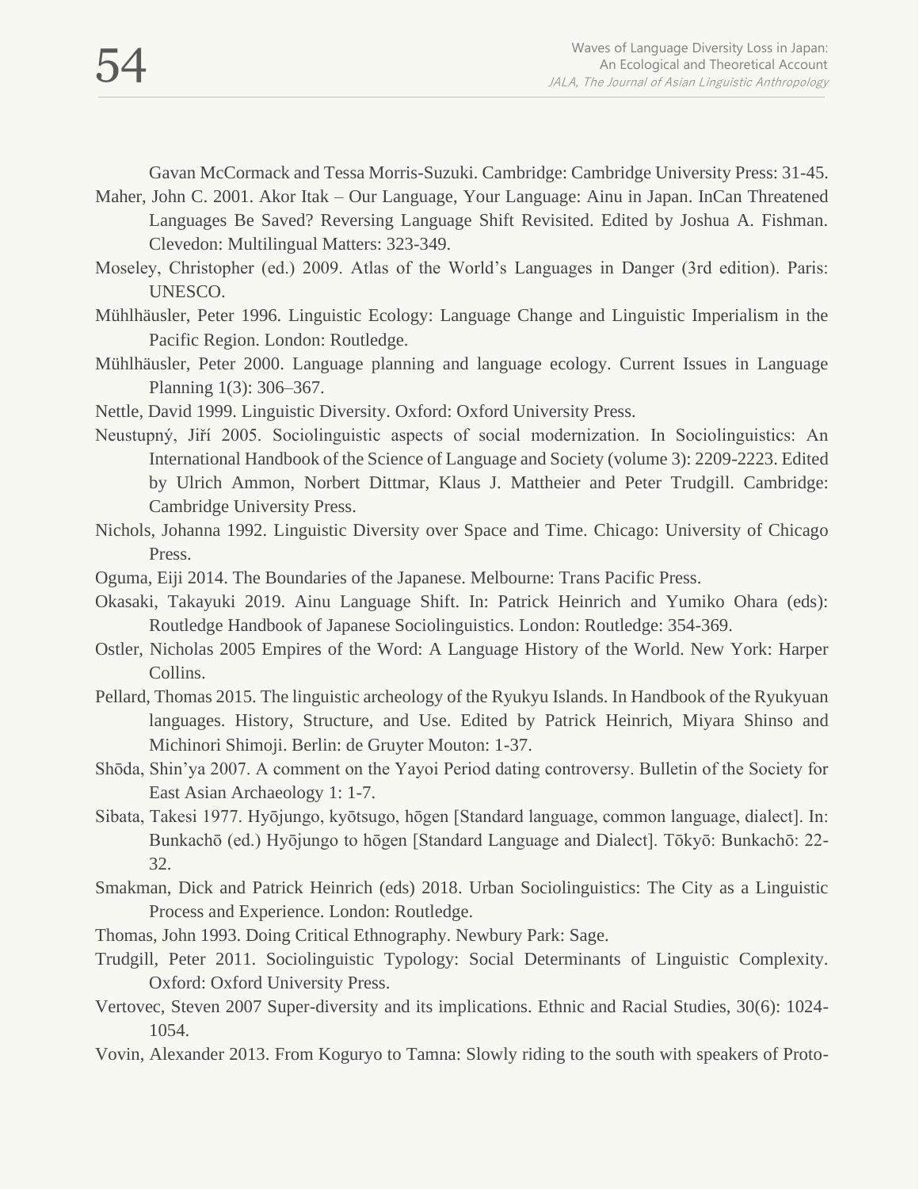Gavan McCormack and Tessa Morris-Suzuki. Cambridge: Cambridge University Press: 31-45.

Maher, John C. 2001. Akor Itak – Our Language, Your Language: Ainu in Japan. InCan Threatened Languages Be Saved? Reversing Language Shift Revisited. Edited by Joshua A. Fishman. Clevedon: Multilingual Matters: 323-349.

Moseley, Christopher (ed.) 2009. Atlas of the World's Languages in Danger (3rd edition). Paris: UNESCO.

Mühlhäusler, Peter 1996. Linguistic Ecology: Language Change and Linguistic Imperialism in the Pacific Region. London: Routledge.

Mühlhäusler, Peter 2000. Language planning and language ecology. Current Issues in Language Planning 1(3): 306–367.

Nettle, David 1999. Linguistic Diversity. Oxford: Oxford University Press.

Neustupný, Jiří 2005. Sociolinguistic aspects of social modernization. In Sociolinguistics: An International Handbook of the Science of Language and Society (volume 3): 2209-2223. Edited by Ulrich Ammon, Norbert Dittmar, Klaus J. Mattheier and Peter Trudgill. Cambridge: Cambridge University Press.

Nichols, Johanna 1992. Linguistic Diversity over Space and Time. Chicago: University of Chicago Press.

Oguma, Eiji 2014. The Boundaries of the Japanese. Melbourne: Trans Pacific Press.

Okasaki, Takayuki 2019. Ainu Language Shift. In: Patrick Heinrich and Yumiko Ohara (eds): Routledge Handbook of Japanese Sociolinguistics. London: Routledge: 354-369.

Ostler, Nicholas 2005 Empires of the Word: A Language History of the World. New York: Harper Collins.

Pellard, Thomas 2015. The linguistic archeology of the Ryukyu Islands. In Handbook of the Ryukyuan languages. History, Structure, and Use. Edited by Patrick Heinrich, Miyara Shinso and Michinori Shimoji. Berlin: de Gruyter Mouton: 1-37.

Shōda, Shin'ya 2007. A comment on the Yayoi Period dating controversy. Bulletin of the Society for East Asian Archaeology 1: 1-7.

Sibata, Takesi 1977. Hyōjungo, kyōtsugo, hōgen [Standard language, common language, dialect]. In: Bunkachō (ed.) Hyōjungo to hōgen [Standard Language and Dialect]. Tōkyō: Bunkachō: 22-32.

Smakman, Dick and Patrick Heinrich (eds) 2018. Urban Sociolinguistics: The City as a Linguistic Process and Experience. London: Routledge.

Thomas, John 1993. Doing Critical Ethnography. Newbury Park: Sage.

Trudgill, Peter 2011. Sociolinguistic Typology: Social Determinants of Linguistic Complexity. Oxford: Oxford University Press.

Vertovec, Steven 2007 Super-diversity and its implications. Ethnic and Racial Studies, 30(6): 1024-1054.

Vovin, Alexander 2013. From Koguryo to Tamna: Slowly riding to the south with speakers of Proto-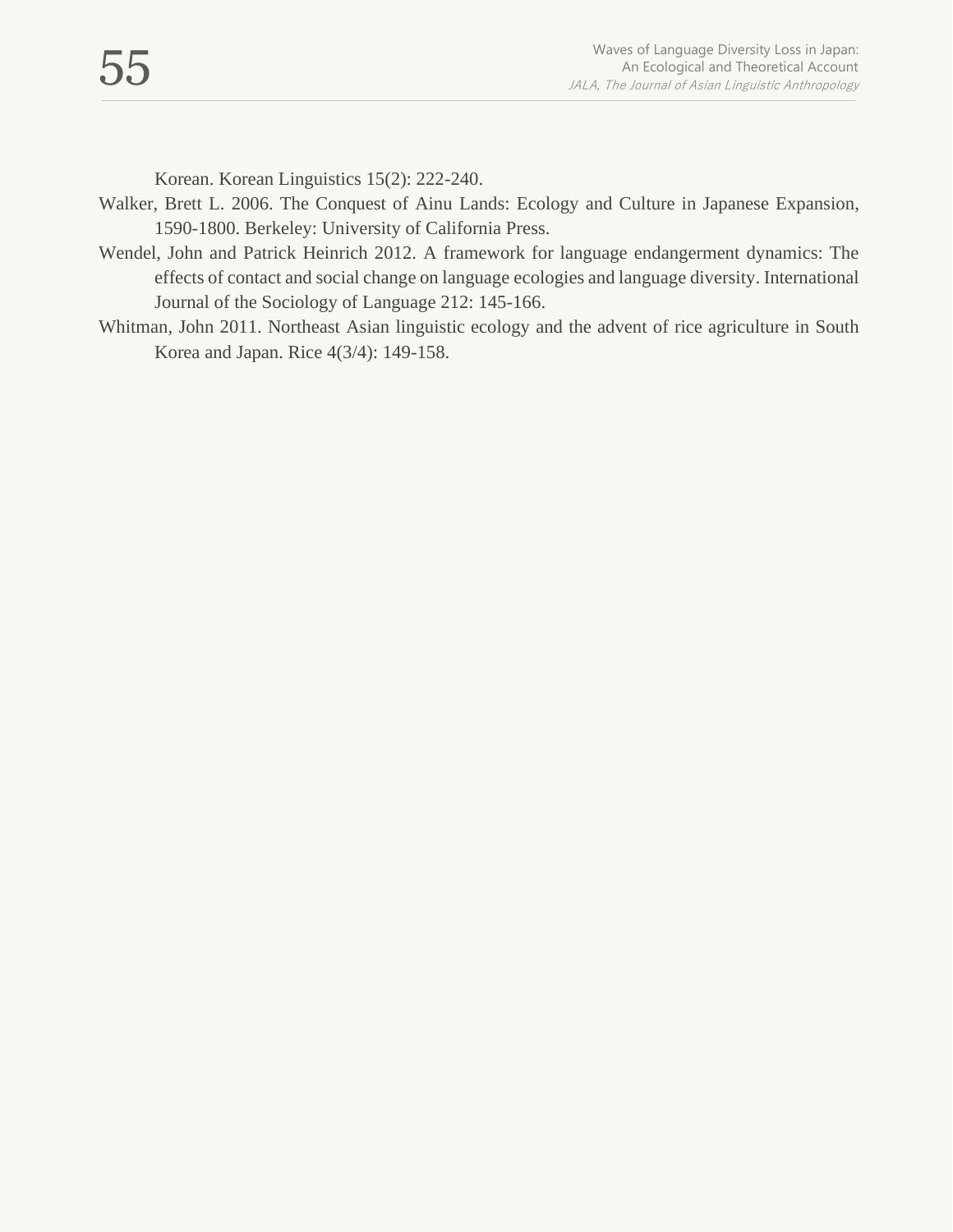Korean. Korean Linguistics 15(2): 222-240.

Walker, Brett L. 2006. The Conquest of Ainu Lands: Ecology and Culture in Japanese Expansion, 1590-1800. Berkeley: University of California Press.

Wendel, John and Patrick Heinrich 2012. A framework for language endangerment dynamics: The effects of contact and social change on language ecologies and language diversity. International Journal of the Sociology of Language 212: 145-166.

Whitman, John 2011. Northeast Asian linguistic ecology and the advent of rice agriculture in South Korea and Japan. Rice 4(3/4): 149-158.